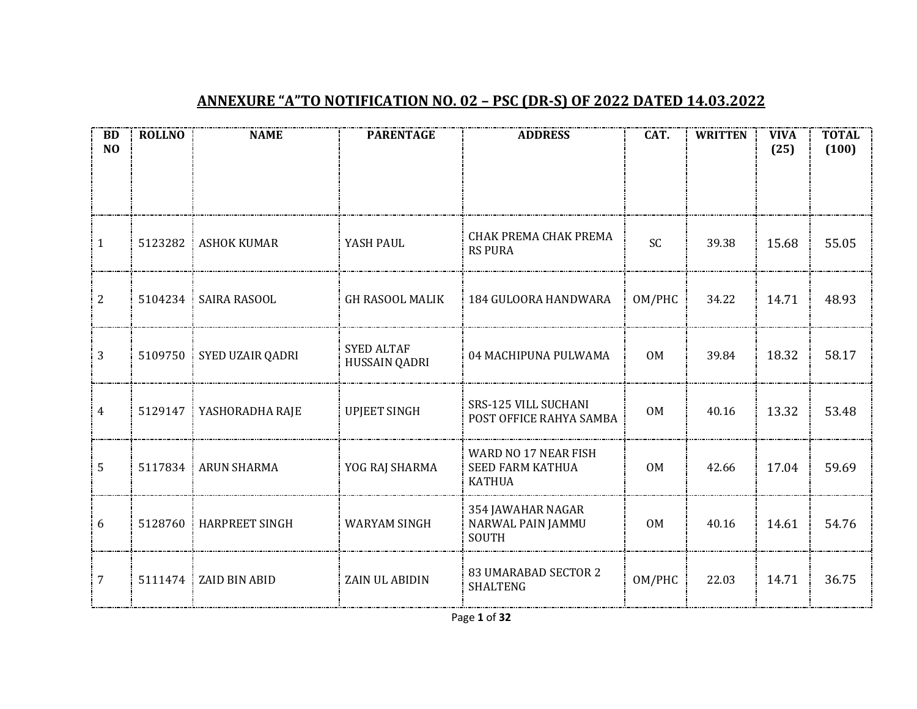## ANNEXURE "A"TO NOTIFICATION NO. 02 – PSC (DR-S) OF 2022 DATED 14.03.2022

| BD NO | ROLLNO | NAME | PARENTAGE | ADDRESS | CAT. | WRITTEN | VIVA (25) | TOTAL (100) |
|---|---|---|---|---|---|---|---|---|
| 1 | 5123282 | ASHOK KUMAR | YASH PAUL | CHAK PREMA CHAK PREMA RS PURA | SC | 39.38 | 15.68 | 55.05 |
| 2 | 5104234 | SAIRA RASOOL | GH RASOOL MALIK | 184 GULOORA HANDWARA | OM/PHC | 34.22 | 14.71 | 48.93 |
| 3 | 5109750 | SYED UZAIR QADRI | SYED ALTAF HUSSAIN QADRI | 04 MACHIPUNA PULWAMA | OM | 39.84 | 18.32 | 58.17 |
| 4 | 5129147 | YASHORADHA RAJE | UPJEET SINGH | SRS-125 VILL SUCHANI POST OFFICE RAHYA SAMBA | OM | 40.16 | 13.32 | 53.48 |
| 5 | 5117834 | ARUN SHARMA | YOG RAJ SHARMA | WARD NO 17 NEAR FISH SEED FARM KATHUA KATHUA | OM | 42.66 | 17.04 | 59.69 |
| 6 | 5128760 | HARPREET SINGH | WARYAM SINGH | 354 JAWAHAR NAGAR NARWAL PAIN JAMMU SOUTH | OM | 40.16 | 14.61 | 54.76 |
| 7 | 5111474 | ZAID BIN ABID | ZAIN UL ABIDIN | 83 UMARABAD SECTOR 2 SHALTENG | OM/PHC | 22.03 | 14.71 | 36.75 |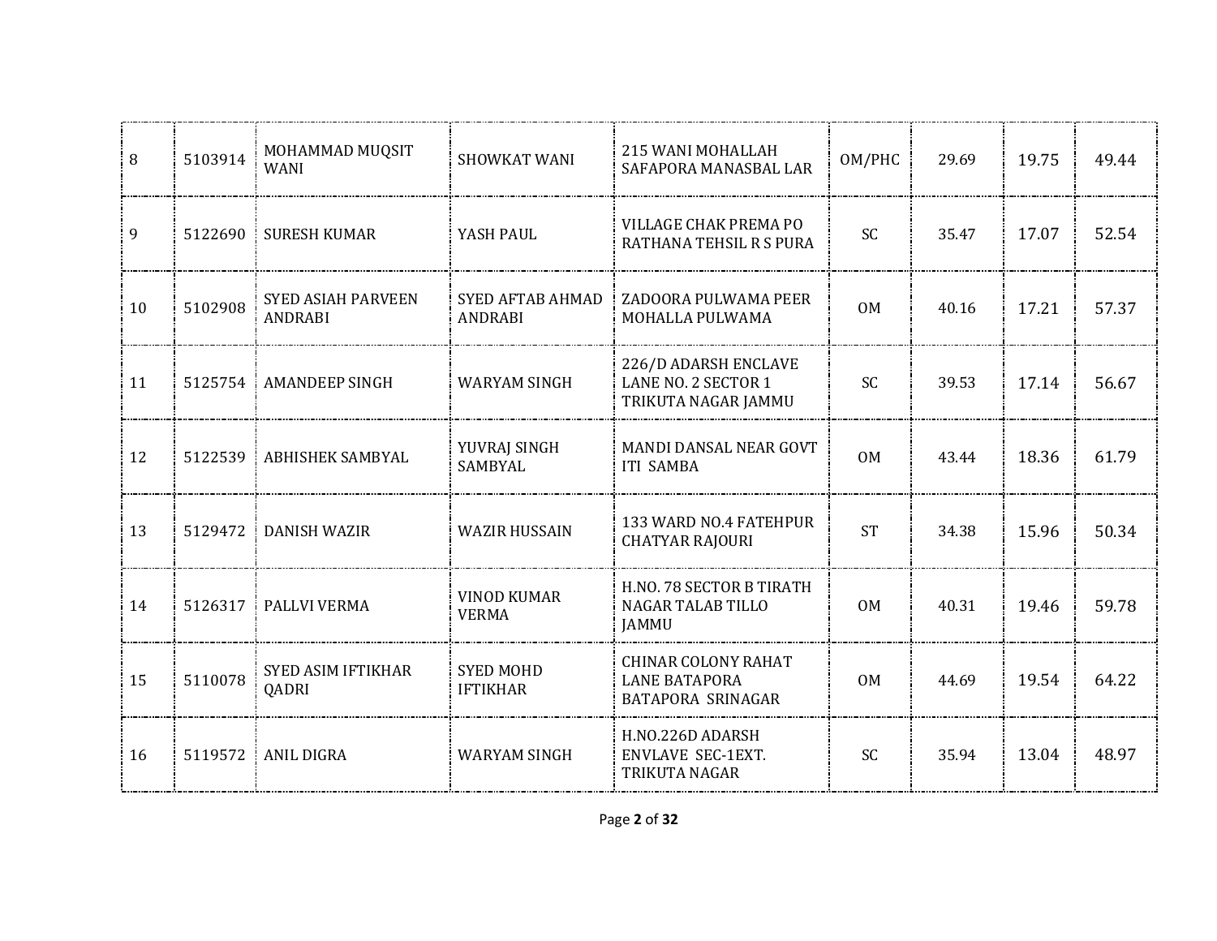| | | | | | | | | |
|---|---|---|---|---|---|---|---|---|
| 8 | 5103914 | MOHAMMAD MUQSIT WANI | SHOWKAT WANI | 215 WANI MOHALLAH SAFAPORA MANASBAL LAR | OM/PHC | 29.69 | 19.75 | 49.44 |
| 9 | 5122690 | SURESH KUMAR | YASH PAUL | VILLAGE CHAK PREMA PO RATHANA TEHSIL R S PURA | SC | 35.47 | 17.07 | 52.54 |
| 10 | 5102908 | SYED ASIAH PARVEEN ANDRABI | SYED AFTAB AHMAD ANDRABI | ZADOORA PULWAMA PEER MOHALLA PULWAMA | OM | 40.16 | 17.21 | 57.37 |
| 11 | 5125754 | AMANDEEP SINGH | WARYAM SINGH | 226/D ADARSH ENCLAVE LANE NO. 2 SECTOR 1 TRIKUTA NAGAR JAMMU | SC | 39.53 | 17.14 | 56.67 |
| 12 | 5122539 | ABHISHEK SAMBYAL | YUVRAJ SINGH SAMBYAL | MANDI DANSAL NEAR GOVT ITI SAMBA | OM | 43.44 | 18.36 | 61.79 |
| 13 | 5129472 | DANISH WAZIR | WAZIR HUSSAIN | 133 WARD NO.4 FATEHPUR CHATYAR RAJOURI | ST | 34.38 | 15.96 | 50.34 |
| 14 | 5126317 | PALLVI VERMA | VINOD KUMAR VERMA | H.NO. 78 SECTOR B TIRATH NAGAR TALAB TILLO JAMMU | OM | 40.31 | 19.46 | 59.78 |
| 15 | 5110078 | SYED ASIM IFTIKHAR QADRI | SYED MOHD IFTIKHAR | CHINAR COLONY RAHAT LANE BATAPORA BATAPORA SRINAGAR | OM | 44.69 | 19.54 | 64.22 |
| 16 | 5119572 | ANIL DIGRA | WARYAM SINGH | H.NO.226D ADARSH ENVLAVE SEC-1EXT. TRIKUTA NAGAR | SC | 35.94 | 13.04 | 48.97 |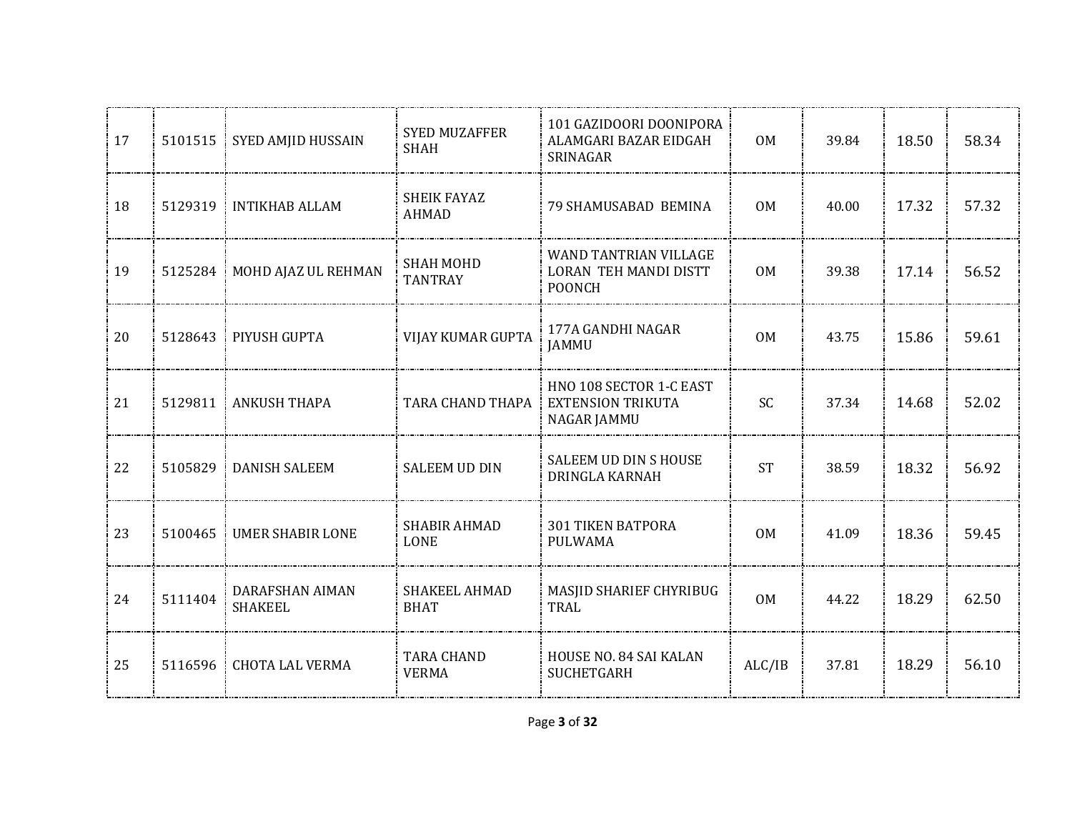| | | | | | | | | |
|---|---|---|---|---|---|---|---|---|
| 17 | 5101515 | SYED AMJID HUSSAIN | SYED MUZAFFER SHAH | 101 GAZIDOORI DOONIPORA ALAMGARI BAZAR EIDGAH SRINAGAR | OM | 39.84 | 18.50 | 58.34 |
| 18 | 5129319 | INTIKHAB ALLAM | SHEIK FAYAZ AHMAD | 79 SHAMUSABAD BEMINA | OM | 40.00 | 17.32 | 57.32 |
| 19 | 5125284 | MOHD AJAZ UL REHMAN | SHAH MOHD TANTRAY | WAND TANTRIAN VILLAGE LORAN TEH MANDI DISTT POONCH | OM | 39.38 | 17.14 | 56.52 |
| 20 | 5128643 | PIYUSH GUPTA | VIJAY KUMAR GUPTA | 177A GANDHI NAGAR JAMMU | OM | 43.75 | 15.86 | 59.61 |
| 21 | 5129811 | ANKUSH THAPA | TARA CHAND THAPA | HNO 108 SECTOR 1-C EAST EXTENSION TRIKUTA NAGAR JAMMU | SC | 37.34 | 14.68 | 52.02 |
| 22 | 5105829 | DANISH SALEEM | SALEEM UD DIN | SALEEM UD DIN S HOUSE DRINGLA KARNAH | ST | 38.59 | 18.32 | 56.92 |
| 23 | 5100465 | UMER SHABIR LONE | SHABIR AHMAD LONE | 301 TIKEN BATPORA PULWAMA | OM | 41.09 | 18.36 | 59.45 |
| 24 | 5111404 | DARAFSHAN AIMAN SHAKEEL | SHAKEEL AHMAD BHAT | MASJID SHARIEF CHYRIBUG TRAL | OM | 44.22 | 18.29 | 62.50 |
| 25 | 5116596 | CHOTA LAL VERMA | TARA CHAND VERMA | HOUSE NO. 84 SAI KALAN SUCHETGARH | ALC/IB | 37.81 | 18.29 | 56.10 |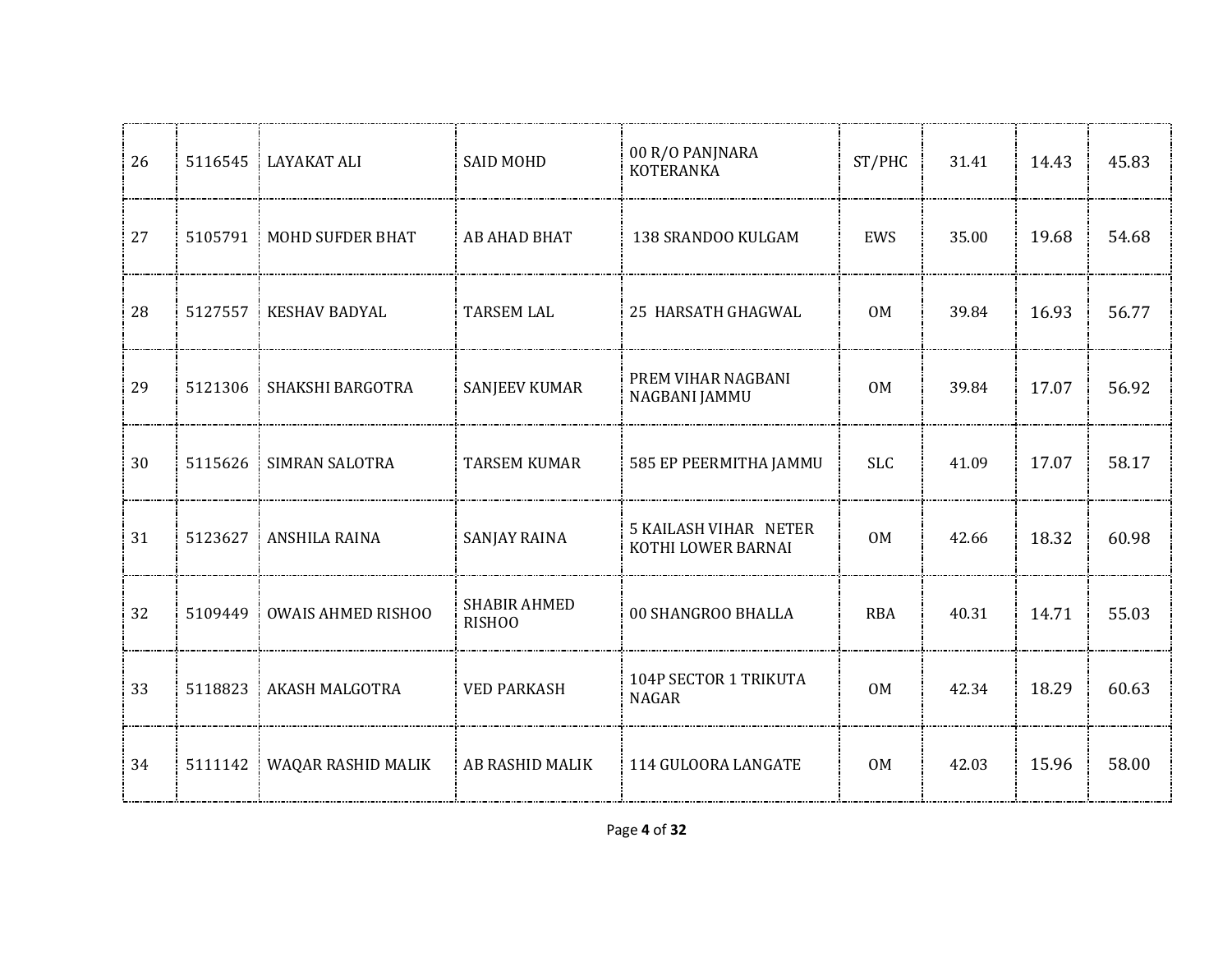| | | | | | | | | |
|---|---|---|---|---|---|---|---|---|
| 26 | 5116545 | LAYAKAT ALI | SAID MOHD | 00 R/O PANJNARA KOTERANKA | ST/PHC | 31.41 | 14.43 | 45.83 |
| 27 | 5105791 | MOHD SUFDER BHAT | AB AHAD BHAT | 138 SRANDOO KULGAM | EWS | 35.00 | 19.68 | 54.68 |
| 28 | 5127557 | KESHAV BADYAL | TARSEM LAL | 25 HARSATH GHAGWAL | OM | 39.84 | 16.93 | 56.77 |
| 29 | 5121306 | SHAKSHI BARGOTRA | SANJEEV KUMAR | PREM VIHAR NAGBANI NAGBANI JAMMU | OM | 39.84 | 17.07 | 56.92 |
| 30 | 5115626 | SIMRAN SALOTRA | TARSEM KUMAR | 585 EP PEERMITHA JAMMU | SLC | 41.09 | 17.07 | 58.17 |
| 31 | 5123627 | ANSHILA RAINA | SANJAY RAINA | 5 KAILASH VIHAR NETER KOTHI LOWER BARNAI | OM | 42.66 | 18.32 | 60.98 |
| 32 | 5109449 | OWAIS AHMED RISHOO | SHABIR AHMED RISHOO | 00 SHANGROO BHALLA | RBA | 40.31 | 14.71 | 55.03 |
| 33 | 5118823 | AKASH MALGOTRA | VED PARKASH | 104P SECTOR 1 TRIKUTA NAGAR | OM | 42.34 | 18.29 | 60.63 |
| 34 | 5111142 | WAQAR RASHID MALIK | AB RASHID MALIK | 114 GULOORA LANGATE | OM | 42.03 | 15.96 | 58.00 |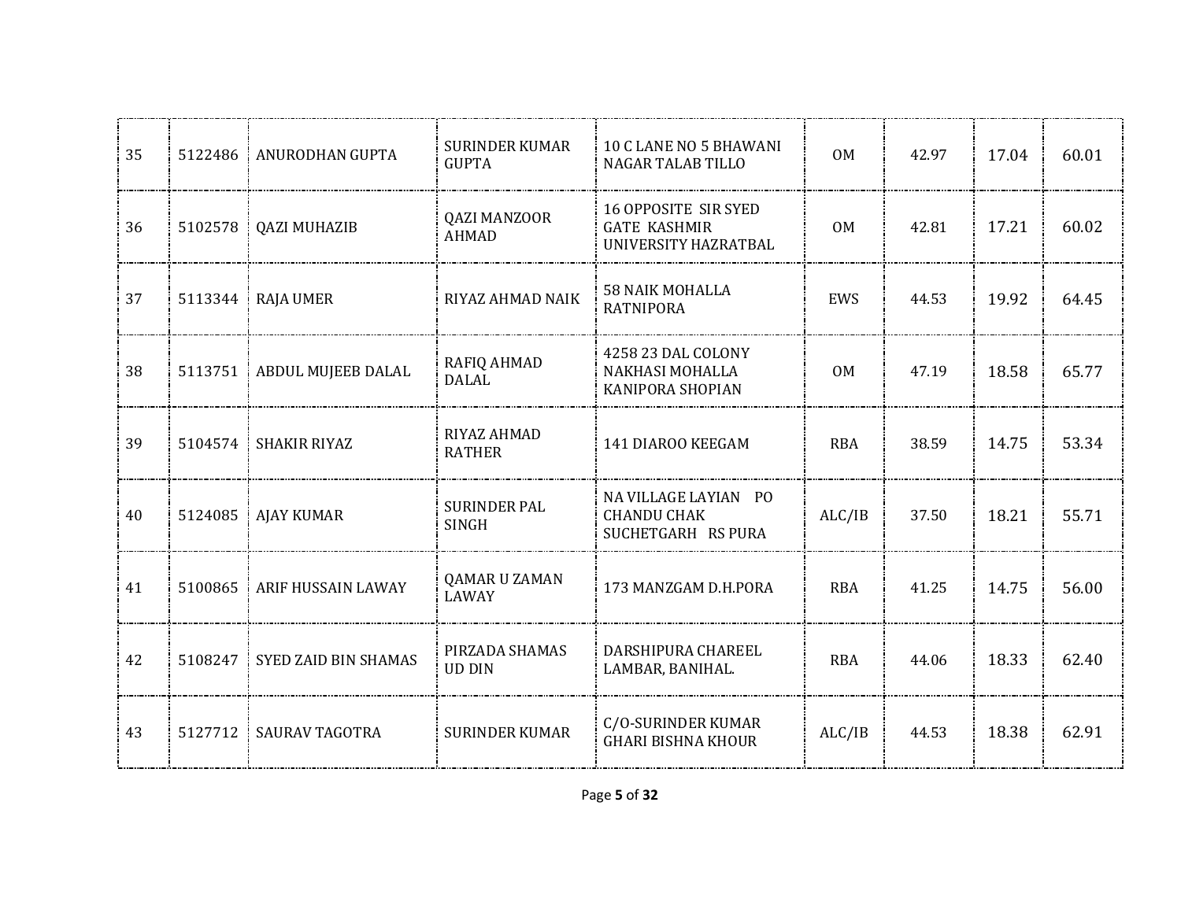| | | | | | | | | |
|---|---|---|---|---|---|---|---|---|
| 35 | 5122486 | ANURODHAN GUPTA | SURINDER KUMAR GUPTA | 10 C LANE NO 5 BHAWANI NAGAR TALAB TILLO | OM | 42.97 | 17.04 | 60.01 |
| 36 | 5102578 | QAZI MUHAZIB | QAZI MANZOOR AHMAD | 16 OPPOSITE SIR SYED GATE KASHMIR UNIVERSITY HAZRATBAL | OM | 42.81 | 17.21 | 60.02 |
| 37 | 5113344 | RAJA UMER | RIYAZ AHMAD NAIK | 58 NAIK MOHALLA RATNIPORA | EWS | 44.53 | 19.92 | 64.45 |
| 38 | 5113751 | ABDUL MUJEEB DALAL | RAFIQ AHMAD DALAL | 4258 23 DAL COLONY NAKHASI MOHALLA KANIPORA SHOPIAN | OM | 47.19 | 18.58 | 65.77 |
| 39 | 5104574 | SHAKIR RIYAZ | RIYAZ AHMAD RATHER | 141 DIAROO KEEGAM | RBA | 38.59 | 14.75 | 53.34 |
| 40 | 5124085 | AJAY KUMAR | SURINDER PAL SINGH | NA VILLAGE LAYIAN PO CHANDU CHAK SUCHETGARH RS PURA | ALC/IB | 37.50 | 18.21 | 55.71 |
| 41 | 5100865 | ARIF HUSSAIN LAWAY | QAMAR U ZAMAN LAWAY | 173 MANZGAM D.H.PORA | RBA | 41.25 | 14.75 | 56.00 |
| 42 | 5108247 | SYED ZAID BIN SHAMAS | PIRZADA SHAMAS UD DIN | DARSHIPURA CHAREEL LAMBAR, BANIHAL. | RBA | 44.06 | 18.33 | 62.40 |
| 43 | 5127712 | SAURAV TAGOTRA | SURINDER KUMAR | C/O-SURINDER KUMAR GHARI BISHNA KHOUR | ALC/IB | 44.53 | 18.38 | 62.91 |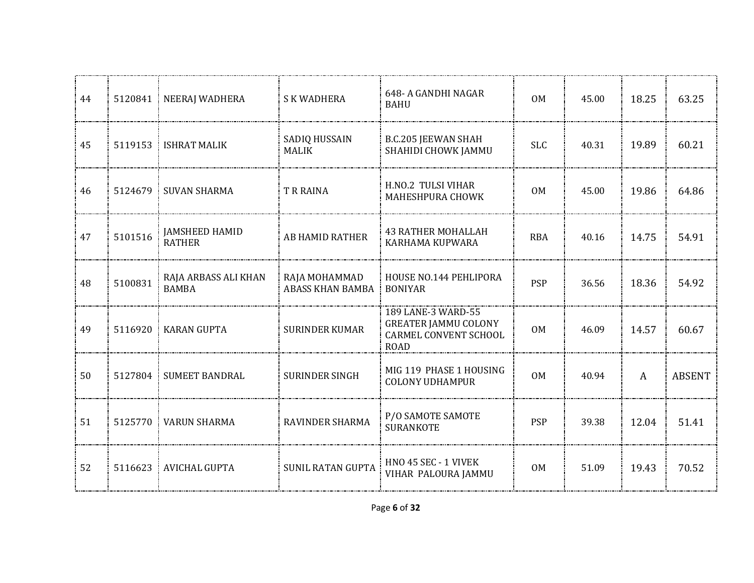| | | | | | | | | |
|---|---|---|---|---|---|---|---|---|
| 44 | 5120841 | NEERAJ WADHERA | S K WADHERA | 648- A GANDHI NAGAR BAHU | OM | 45.00 | 18.25 | 63.25 |
| 45 | 5119153 | ISHRAT MALIK | SADIQ HUSSAIN MALIK | B.C.205 JEEWAN SHAH SHAHIDI CHOWK JAMMU | SLC | 40.31 | 19.89 | 60.21 |
| 46 | 5124679 | SUVAN SHARMA | T R RAINA | H.NO.2 TULSI VIHAR MAHESHPURA CHOWK | OM | 45.00 | 19.86 | 64.86 |
| 47 | 5101516 | JAMSHEED HAMID RATHER | AB HAMID RATHER | 43 RATHER MOHALLAH KARHAMA KUPWARA | RBA | 40.16 | 14.75 | 54.91 |
| 48 | 5100831 | RAJA ARBASS ALI KHAN BAMBA | RAJA MOHAMMAD ABASS KHAN BAMBA | HOUSE NO.144 PEHLIPORA BONIYAR | PSP | 36.56 | 18.36 | 54.92 |
| 49 | 5116920 | KARAN GUPTA | SURINDER KUMAR | 189 LANE-3 WARD-55 GREATER JAMMU COLONY CARMEL CONVENT SCHOOL ROAD | OM | 46.09 | 14.57 | 60.67 |
| 50 | 5127804 | SUMEET BANDRAL | SURINDER SINGH | MIG 119 PHASE 1 HOUSING COLONY UDHAMPUR | OM | 40.94 | A | ABSENT |
| 51 | 5125770 | VARUN SHARMA | RAVINDER SHARMA | P/O SAMOTE SAMOTE SURANKOTE | PSP | 39.38 | 12.04 | 51.41 |
| 52 | 5116623 | AVICHAL GUPTA | SUNIL RATAN GUPTA | HNO 45 SEC - 1 VIVEK VIHAR PALOURA JAMMU | OM | 51.09 | 19.43 | 70.52 |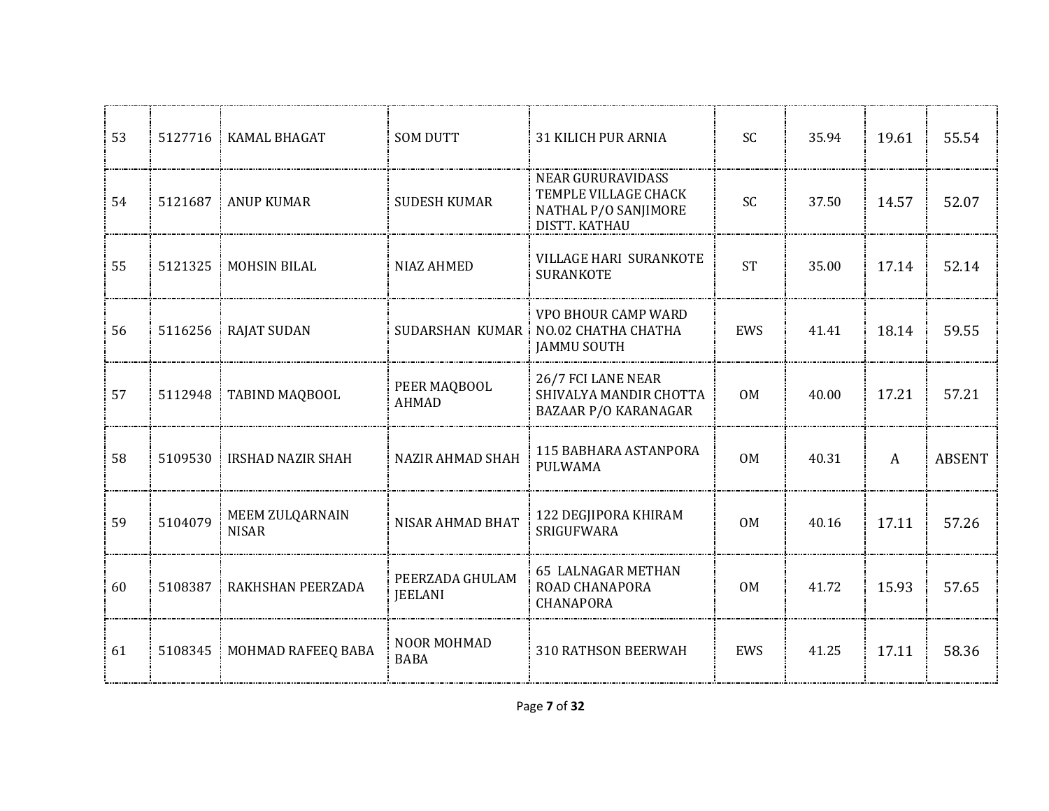| | | | | | | | | |
|---|---|---|---|---|---|---|---|---|
| 53 | 5127716 | KAMAL BHAGAT | SOM DUTT | 31 KILICH PUR ARNIA | SC | 35.94 | 19.61 | 55.54 |
| 54 | 5121687 | ANUP KUMAR | SUDESH KUMAR | NEAR GURURAVIDASS TEMPLE VILLAGE CHACK NATHAL P/O SANJIMORE DISTT. KATHAU | SC | 37.50 | 14.57 | 52.07 |
| 55 | 5121325 | MOHSIN BILAL | NIAZ AHMED | VILLAGE HARI SURANKOTE SURANKOTE | ST | 35.00 | 17.14 | 52.14 |
| 56 | 5116256 | RAJAT SUDAN | SUDARSHAN KUMAR | VPO BHOUR CAMP WARD NO.02 CHATHA CHATHA JAMMU SOUTH | EWS | 41.41 | 18.14 | 59.55 |
| 57 | 5112948 | TABIND MAQBOOL | PEER MAQBOOL AHMAD | 26/7 FCI LANE NEAR SHIVALYA MANDIR CHOTTA BAZAAR P/O KARANAGAR | OM | 40.00 | 17.21 | 57.21 |
| 58 | 5109530 | IRSHAD NAZIR SHAH | NAZIR AHMAD SHAH | 115 BABHARA ASTANPORA PULWAMA | OM | 40.31 | A | ABSENT |
| 59 | 5104079 | MEEM ZULQARNAIN NISAR | NISAR AHMAD BHAT | 122 DEGJIPORA KHIRAM SRIGUFWARA | OM | 40.16 | 17.11 | 57.26 |
| 60 | 5108387 | RAKHSHAN PEERZADA | PEERZADA GHULAM JEELANI | 65 LALNAGAR METHAN ROAD CHANAPORA CHANAPORA | OM | 41.72 | 15.93 | 57.65 |
| 61 | 5108345 | MOHMAD RAFEEQ BABA | NOOR MOHMAD BABA | 310 RATHSON BEERWAH | EWS | 41.25 | 17.11 | 58.36 |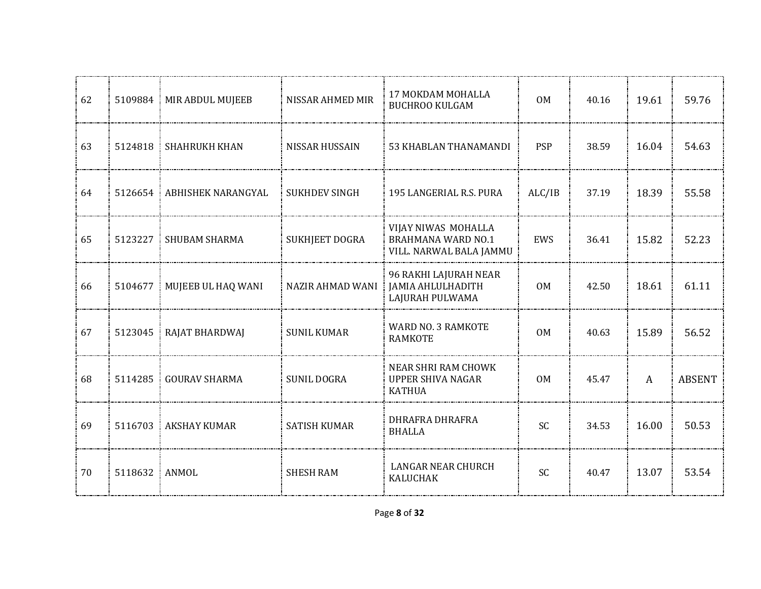| | | | | | | | | |
|---|---|---|---|---|---|---|---|---|
| 62 | 5109884 | MIR ABDUL MUJEEB | NISSAR AHMED MIR | 17 MOKDAM MOHALLA BUCHROO KULGAM | OM | 40.16 | 19.61 | 59.76 |
| 63 | 5124818 | SHAHRUKH KHAN | NISSAR HUSSAIN | 53 KHABLAN THANAMANDI | PSP | 38.59 | 16.04 | 54.63 |
| 64 | 5126654 | ABHISHEK NARANGYAL | SUKHDEV SINGH | 195 LANGERIAL R.S. PURA | ALC/IB | 37.19 | 18.39 | 55.58 |
| 65 | 5123227 | SHUBAM SHARMA | SUKHJEET DOGRA | VIJAY NIWAS MOHALLA BRAHMANA WARD NO.1 VILL. NARWAL BALA JAMMU | EWS | 36.41 | 15.82 | 52.23 |
| 66 | 5104677 | MUJEEB UL HAQ WANI | NAZIR AHMAD WANI | 96 RAKHI LAJURAH NEAR JAMIA AHLULHADITH LAJURAH PULWAMA | OM | 42.50 | 18.61 | 61.11 |
| 67 | 5123045 | RAJAT BHARDWAJ | SUNIL KUMAR | WARD NO. 3 RAMKOTE RAMKOTE | OM | 40.63 | 15.89 | 56.52 |
| 68 | 5114285 | GOURAV SHARMA | SUNIL DOGRA | NEAR SHRI RAM CHOWK UPPER SHIVA NAGAR KATHUA | OM | 45.47 | A | ABSENT |
| 69 | 5116703 | AKSHAY KUMAR | SATISH KUMAR | DHRAFRA DHRAFRA BHALLA | SC | 34.53 | 16.00 | 50.53 |
| 70 | 5118632 | ANMOL | SHESH RAM | LANGAR NEAR CHURCH KALUCHAK | SC | 40.47 | 13.07 | 53.54 |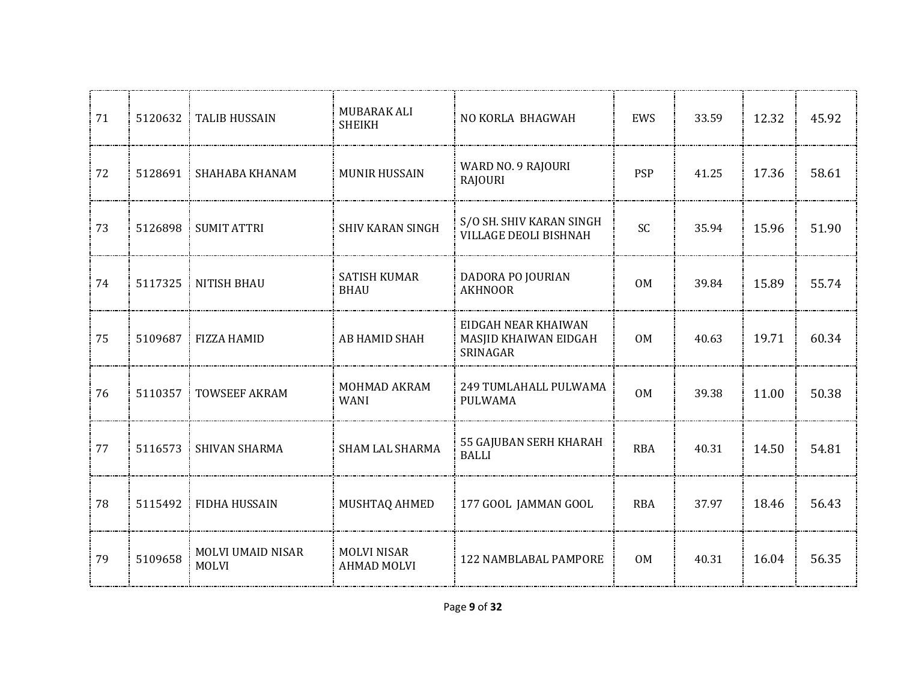| | | | | | | | | |
|---|---|---|---|---|---|---|---|---|
| 71 | 5120632 | TALIB HUSSAIN | MUBARAK ALI SHEIKH | NO KORLA BHAGWAH | EWS | 33.59 | 12.32 | 45.92 |
| 72 | 5128691 | SHAHABA KHANAM | MUNIR HUSSAIN | WARD NO. 9 RAJOURI RAJOURI | PSP | 41.25 | 17.36 | 58.61 |
| 73 | 5126898 | SUMIT ATTRI | SHIV KARAN SINGH | S/O SH. SHIV KARAN SINGH VILLAGE DEOLI BISHNAH | SC | 35.94 | 15.96 | 51.90 |
| 74 | 5117325 | NITISH BHAU | SATISH KUMAR BHAU | DADORA PO JOURIAN AKHNOOR | OM | 39.84 | 15.89 | 55.74 |
| 75 | 5109687 | FIZZA HAMID | AB HAMID SHAH | EIDGAH NEAR KHAIWAN MASJID KHAIWAN EIDGAH SRINAGAR | OM | 40.63 | 19.71 | 60.34 |
| 76 | 5110357 | TOWSEEF AKRAM | MOHMAD AKRAM WANI | 249 TUMLAHALL PULWAMA PULWAMA | OM | 39.38 | 11.00 | 50.38 |
| 77 | 5116573 | SHIVAN SHARMA | SHAM LAL SHARMA | 55 GAJUBAN SERH KHARAH BALLI | RBA | 40.31 | 14.50 | 54.81 |
| 78 | 5115492 | FIDHA HUSSAIN | MUSHTAQ AHMED | 177 GOOL JAMMAN GOOL | RBA | 37.97 | 18.46 | 56.43 |
| 79 | 5109658 | MOLVI UMAID NISAR MOLVI | MOLVI NISAR AHMAD MOLVI | 122 NAMBLABAL PAMPORE | OM | 40.31 | 16.04 | 56.35 |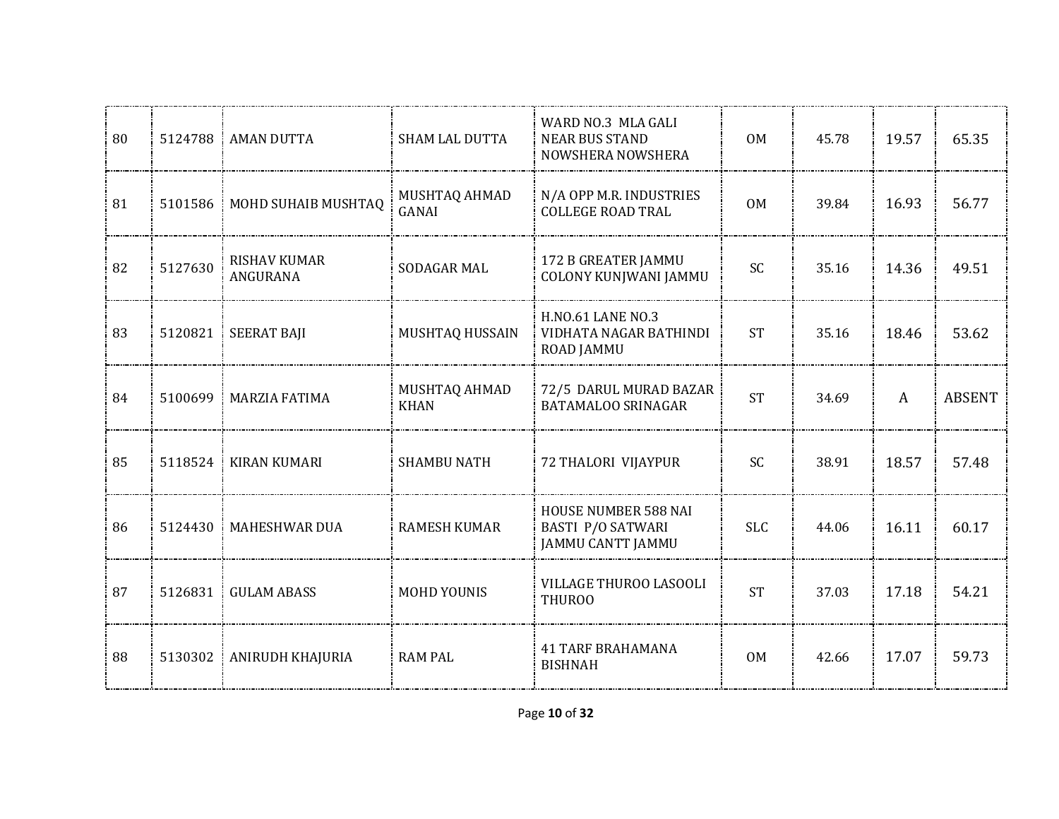| | | | | | | | | |
|---|---|---|---|---|---|---|---|---|
| 80 | 5124788 | AMAN DUTTA | SHAM LAL DUTTA | WARD NO.3 MLA GALI NEAR BUS STAND NOWSHERA NOWSHERA | OM | 45.78 | 19.57 | 65.35 |
| 81 | 5101586 | MOHD SUHAIB MUSHTAQ | MUSHTAQ AHMAD GANAI | N/A OPP M.R. INDUSTRIES COLLEGE ROAD TRAL | OM | 39.84 | 16.93 | 56.77 |
| 82 | 5127630 | RISHAV KUMAR ANGURANA | SODAGAR MAL | 172 B GREATER JAMMU COLONY KUNJWANI JAMMU | SC | 35.16 | 14.36 | 49.51 |
| 83 | 5120821 | SEERAT BAJI | MUSHTAQ HUSSAIN | H.NO.61 LANE NO.3 VIDHATA NAGAR BATHINDI ROAD JAMMU | ST | 35.16 | 18.46 | 53.62 |
| 84 | 5100699 | MARZIA FATIMA | MUSHTAQ AHMAD KHAN | 72/5 DARUL MURAD BAZAR BATAMALOO SRINAGAR | ST | 34.69 | A | ABSENT |
| 85 | 5118524 | KIRAN KUMARI | SHAMBU NATH | 72 THALORI VIJAYPUR | SC | 38.91 | 18.57 | 57.48 |
| 86 | 5124430 | MAHESHWAR DUA | RAMESH KUMAR | HOUSE NUMBER 588 NAI BASTI P/O SATWARI JAMMU CANTT JAMMU | SLC | 44.06 | 16.11 | 60.17 |
| 87 | 5126831 | GULAM ABASS | MOHD YOUNIS | VILLAGE THUROO LASOOLI THUROO | ST | 37.03 | 17.18 | 54.21 |
| 88 | 5130302 | ANIRUDH KHAJURIA | RAM PAL | 41 TARF BRAHAMANA BISHNAH | OM | 42.66 | 17.07 | 59.73 |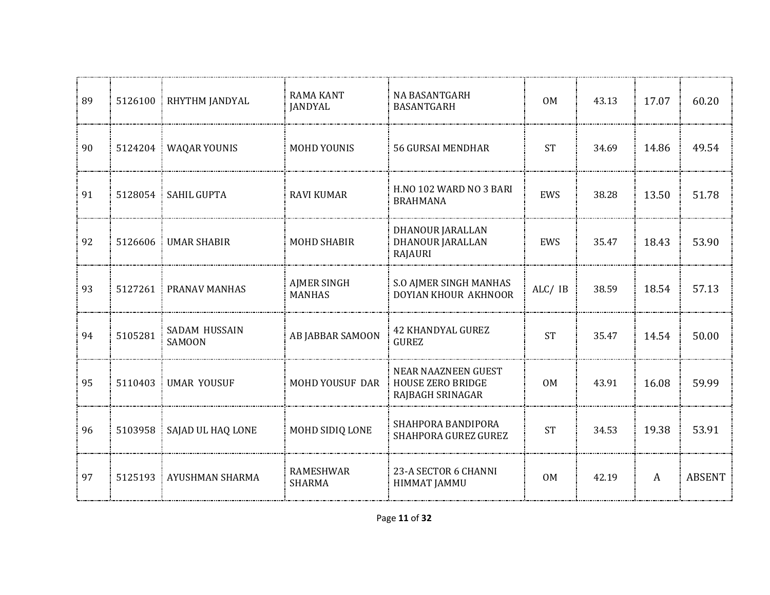|  |  |  |  |  |  |  |  |  |
|---|---|---|---|---|---|---|---|---|
| 89 | 5126100 | RHYTHM JANDYAL | RAMA KANT JANDYAL | NA BASANTGARH BASANTGARH | OM | 43.13 | 17.07 | 60.20 |
| 90 | 5124204 | WAQAR YOUNIS | MOHD YOUNIS | 56 GURSAI MENDHAR | ST | 34.69 | 14.86 | 49.54 |
| 91 | 5128054 | SAHIL GUPTA | RAVI KUMAR | H.NO 102 WARD NO 3 BARI BRAHMANA | EWS | 38.28 | 13.50 | 51.78 |
| 92 | 5126606 | UMAR SHABIR | MOHD SHABIR | DHANOUR JARALLAN DHANOUR JARALLAN RAJAURI | EWS | 35.47 | 18.43 | 53.90 |
| 93 | 5127261 | PRANAV MANHAS | AJMER SINGH MANHAS | S.O AJMER SINGH MANHAS DOYIAN KHOUR AKHNOOR | ALC/ IB | 38.59 | 18.54 | 57.13 |
| 94 | 5105281 | SADAM HUSSAIN SAMOON | AB JABBAR SAMOON | 42 KHANDYAL GUREZ GUREZ | ST | 35.47 | 14.54 | 50.00 |
| 95 | 5110403 | UMAR YOUSUF | MOHD YOUSUF DAR | NEAR NAAZNEEN GUEST HOUSE ZERO BRIDGE RAJBAGH SRINAGAR | OM | 43.91 | 16.08 | 59.99 |
| 96 | 5103958 | SAJAD UL HAQ LONE | MOHD SIDIQ LONE | SHAHPORA BANDIPORA SHAHPORA GUREZ GUREZ | ST | 34.53 | 19.38 | 53.91 |
| 97 | 5125193 | AYUSHMAN SHARMA | RAMESHWAR SHARMA | 23-A SECTOR 6 CHANNI HIMMAT JAMMU | OM | 42.19 | A | ABSENT |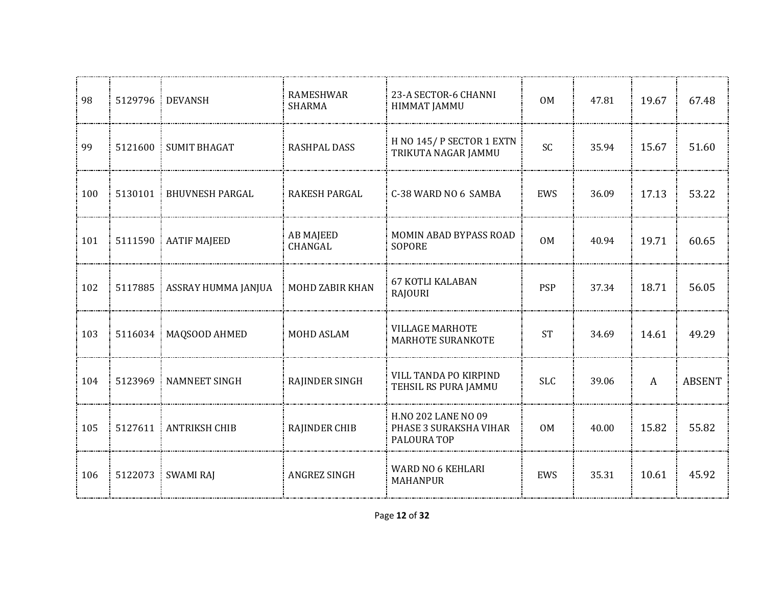| | | | | | | | | |
|---|---|---|---|---|---|---|---|---|
| 98 | 5129796 | DEVANSH | RAMESHWAR SHARMA | 23-A SECTOR-6 CHANNI HIMMAT JAMMU | OM | 47.81 | 19.67 | 67.48 |
| 99 | 5121600 | SUMIT BHAGAT | RASHPAL DASS | H NO 145/ P SECTOR 1 EXTN TRIKUTA NAGAR JAMMU | SC | 35.94 | 15.67 | 51.60 |
| 100 | 5130101 | BHUVNESH PARGAL | RAKESH PARGAL | C-38 WARD NO 6 SAMBA | EWS | 36.09 | 17.13 | 53.22 |
| 101 | 5111590 | AATIF MAJEED | AB MAJEED CHANGAL | MOMIN ABAD BYPASS ROAD SOPORE | OM | 40.94 | 19.71 | 60.65 |
| 102 | 5117885 | ASSRAY HUMMA JANJUA | MOHD ZABIR KHAN | 67 KOTLI KALABAN RAJOURI | PSP | 37.34 | 18.71 | 56.05 |
| 103 | 5116034 | MAQSOOD AHMED | MOHD ASLAM | VILLAGE MARHOTE MARHOTE SURANKOTE | ST | 34.69 | 14.61 | 49.29 |
| 104 | 5123969 | NAMNEET SINGH | RAJINDER SINGH | VILL TANDA PO KIRPIND TEHSIL RS PURA JAMMU | SLC | 39.06 | A | ABSENT |
| 105 | 5127611 | ANTRIKSH CHIB | RAJINDER CHIB | H.NO 202 LANE NO 09 PHASE 3 SURAKSHA VIHAR PALOURA TOP | OM | 40.00 | 15.82 | 55.82 |
| 106 | 5122073 | SWAMI RAJ | ANGREZ SINGH | WARD NO 6 KEHLARI MAHANPUR | EWS | 35.31 | 10.61 | 45.92 |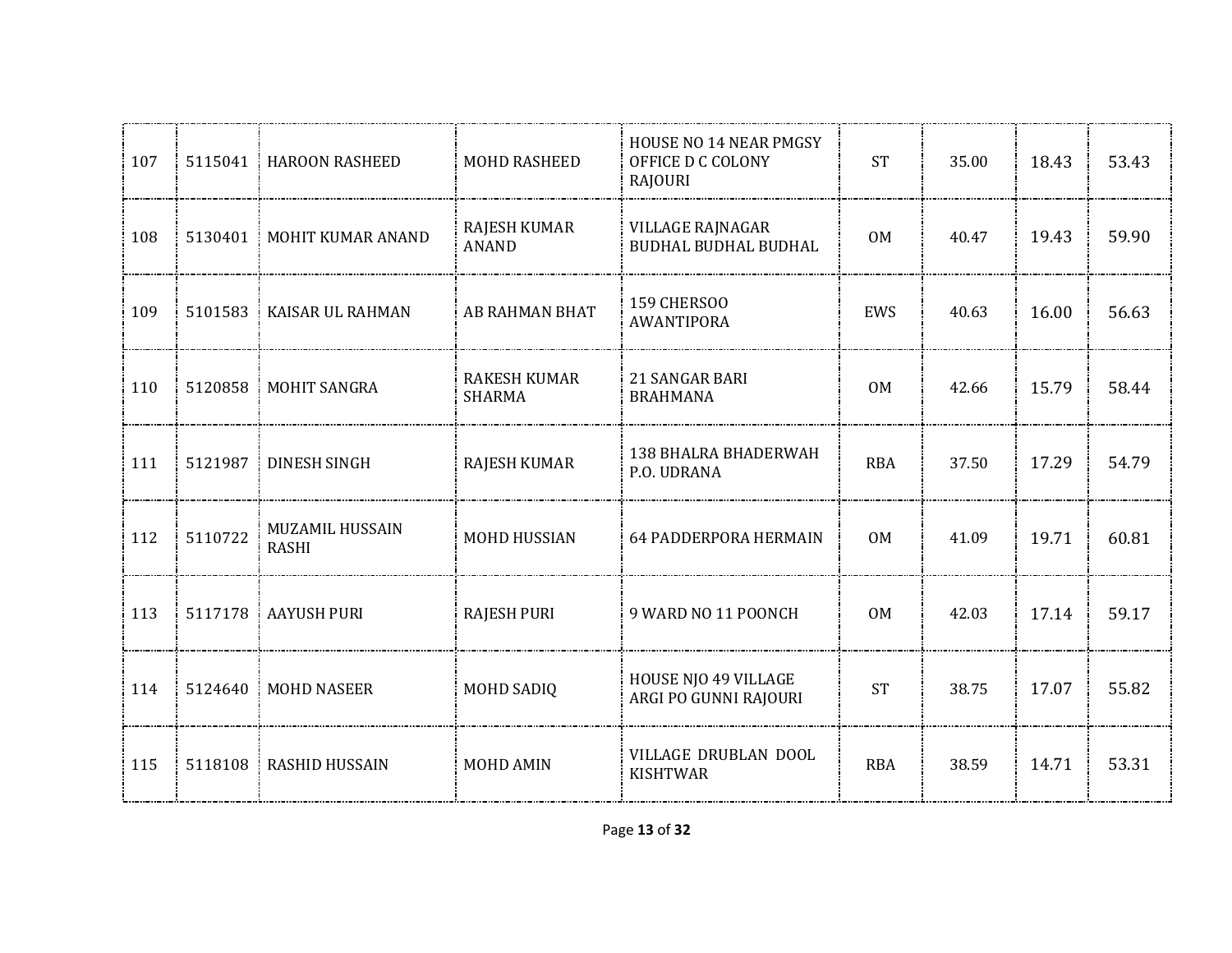| | | | | | | | | |
|---|---|---|---|---|---|---|---|---|
| 107 | 5115041 | HAROON RASHEED | MOHD RASHEED | HOUSE NO 14 NEAR PMGSY OFFICE D C COLONY RAJOURI | ST | 35.00 | 18.43 | 53.43 |
| 108 | 5130401 | MOHIT KUMAR ANAND | RAJESH KUMAR ANAND | VILLAGE RAJNAGAR BUDHAL BUDHAL BUDHAL | OM | 40.47 | 19.43 | 59.90 |
| 109 | 5101583 | KAISAR UL RAHMAN | AB RAHMAN BHAT | 159 CHERSOO AWANTIPORA | EWS | 40.63 | 16.00 | 56.63 |
| 110 | 5120858 | MOHIT SANGRA | RAKESH KUMAR SHARMA | 21 SANGAR BARI BRAHMANA | OM | 42.66 | 15.79 | 58.44 |
| 111 | 5121987 | DINESH SINGH | RAJESH KUMAR | 138 BHALRA BHADERWAH P.O. UDRANA | RBA | 37.50 | 17.29 | 54.79 |
| 112 | 5110722 | MUZAMIL HUSSAIN RASHI | MOHD HUSSIAN | 64 PADDERPORA HERMAIN | OM | 41.09 | 19.71 | 60.81 |
| 113 | 5117178 | AAYUSH PURI | RAJESH PURI | 9 WARD NO 11 POONCH | OM | 42.03 | 17.14 | 59.17 |
| 114 | 5124640 | MOHD NASEER | MOHD SADIQ | HOUSE NJO 49 VILLAGE ARGI PO GUNNI RAJOURI | ST | 38.75 | 17.07 | 55.82 |
| 115 | 5118108 | RASHID HUSSAIN | MOHD AMIN | VILLAGE DRUBLAN DOOL KISHTWAR | RBA | 38.59 | 14.71 | 53.31 |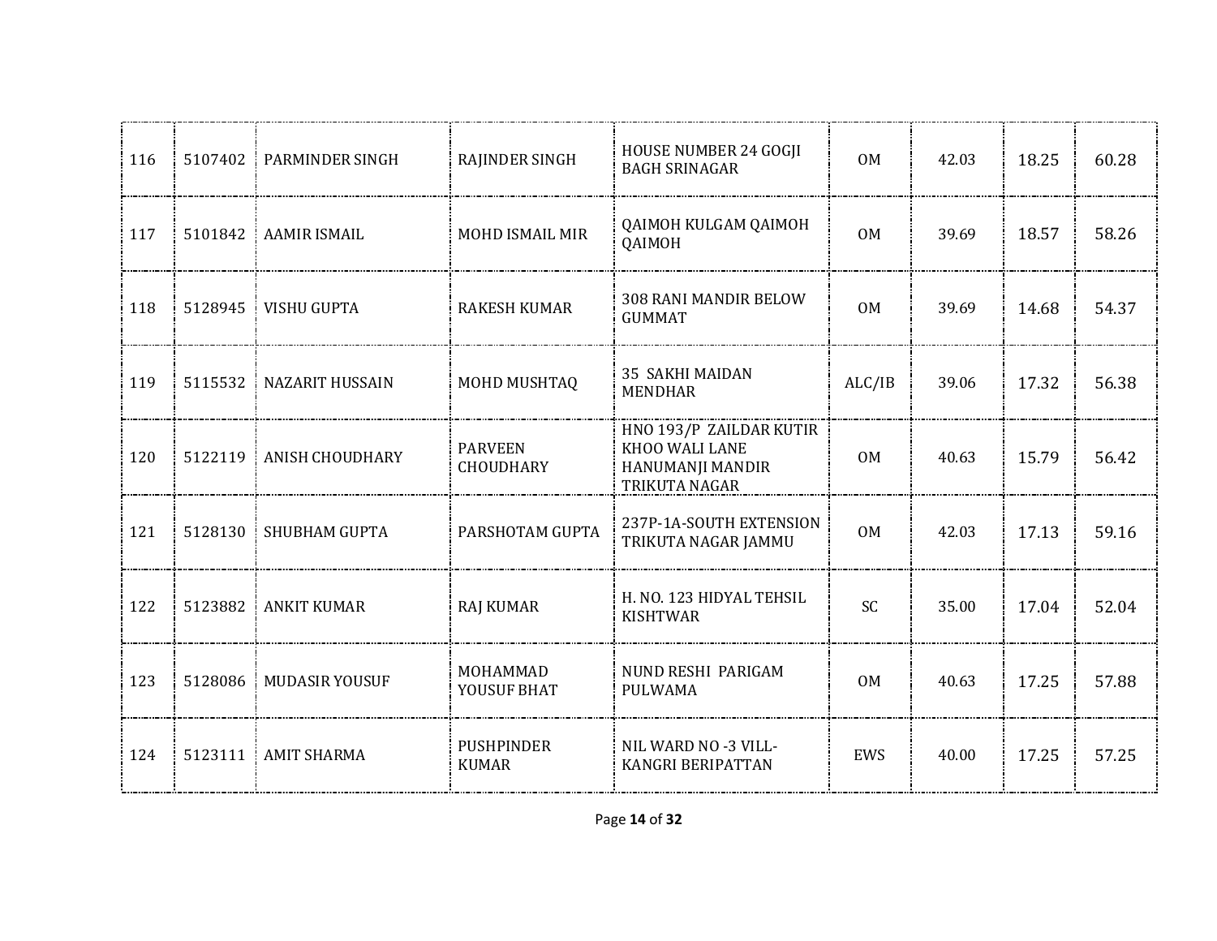| | | | | | | | | |
|---|---|---|---|---|---|---|---|---|
| 116 | 5107402 | PARMINDER SINGH | RAJINDER SINGH | HOUSE NUMBER 24 GOGJI BAGH SRINAGAR | OM | 42.03 | 18.25 | 60.28 |
| 117 | 5101842 | AAMIR ISMAIL | MOHD ISMAIL MIR | QAIMOH KULGAM QAIMOH QAIMOH | OM | 39.69 | 18.57 | 58.26 |
| 118 | 5128945 | VISHU GUPTA | RAKESH KUMAR | 308 RANI MANDIR BELOW GUMMAT | OM | 39.69 | 14.68 | 54.37 |
| 119 | 5115532 | NAZARIT HUSSAIN | MOHD MUSHTAQ | 35 SAKHI MAIDAN MENDHAR | ALC/IB | 39.06 | 17.32 | 56.38 |
| 120 | 5122119 | ANISH CHOUDHARY | PARVEEN CHOUDHARY | HNO 193/P ZAILDAR KUTIR KHOO WALI LANE HANUMANJI MANDIR TRIKUTA NAGAR | OM | 40.63 | 15.79 | 56.42 |
| 121 | 5128130 | SHUBHAM GUPTA | PARSHOTAM GUPTA | 237P-1A-SOUTH EXTENSION TRIKUTA NAGAR JAMMU | OM | 42.03 | 17.13 | 59.16 |
| 122 | 5123882 | ANKIT KUMAR | RAJ KUMAR | H. NO. 123 HIDYAL TEHSIL KISHTWAR | SC | 35.00 | 17.04 | 52.04 |
| 123 | 5128086 | MUDASIR YOUSUF | MOHAMMAD YOUSUF BHAT | NUND RESHI PARIGAM PULWAMA | OM | 40.63 | 17.25 | 57.88 |
| 124 | 5123111 | AMIT SHARMA | PUSHPINDER KUMAR | NIL WARD NO -3 VILL-KANGRI BERIPATTAN | EWS | 40.00 | 17.25 | 57.25 |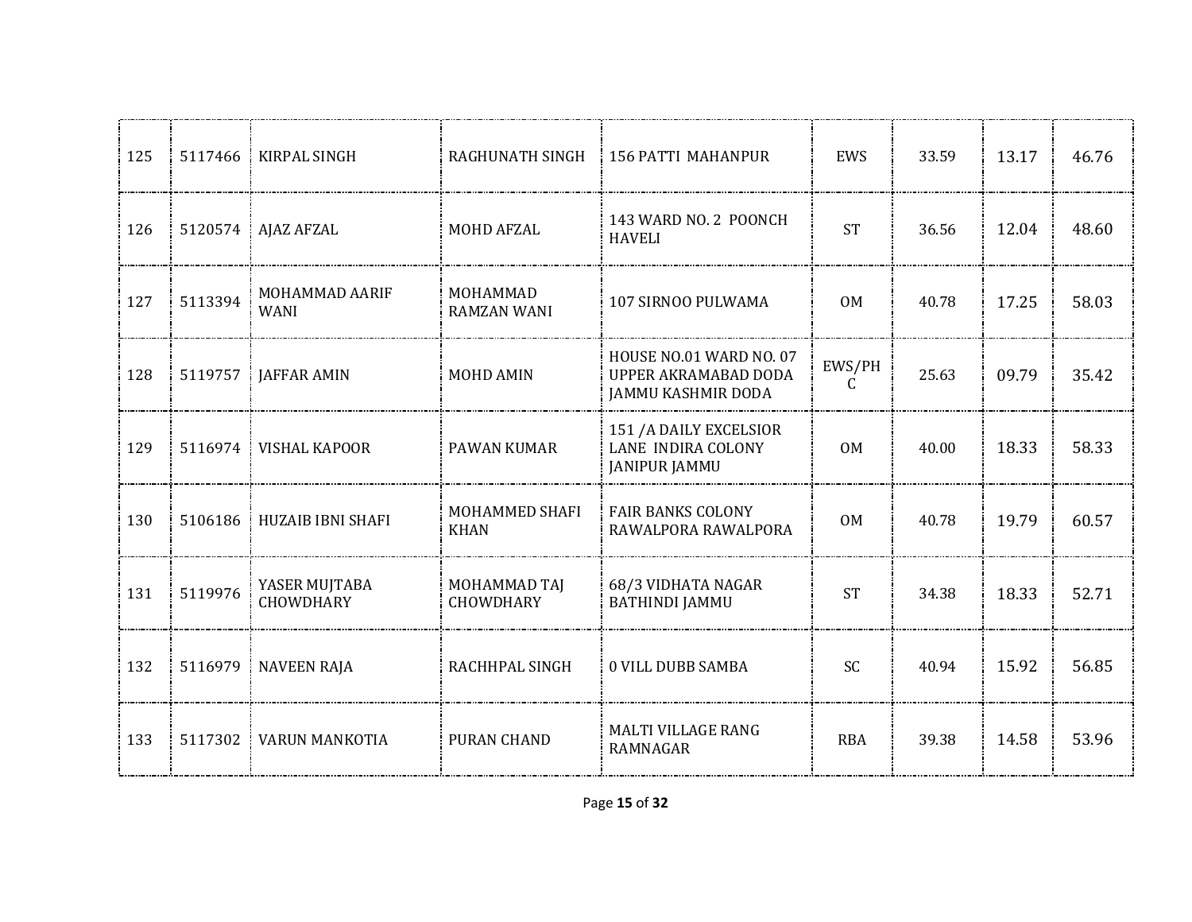| 125 | 5117466 | KIRPAL SINGH | RAGHUNATH SINGH | 156 PATTI MAHANPUR | EWS | 33.59 | 13.17 | 46.76 |
|---|---|---|---|---|---|---|---|---|
| 126 | 5120574 | AJAZ AFZAL | MOHD AFZAL | 143 WARD NO. 2 POONCH HAVELI | ST | 36.56 | 12.04 | 48.60 |
| 127 | 5113394 | MOHAMMAD AARIF WANI | MOHAMMAD RAMZAN WANI | 107 SIRNOO PULWAMA | OM | 40.78 | 17.25 | 58.03 |
| 128 | 5119757 | JAFFAR AMIN | MOHD AMIN | HOUSE NO.01 WARD NO. 07 UPPER AKRAMABAD DODA JAMMU KASHMIR DODA | EWS/PHC | 25.63 | 09.79 | 35.42 |
| 129 | 5116974 | VISHAL KAPOOR | PAWAN KUMAR | 151 /A DAILY EXCELSIOR LANE INDIRA COLONY JANIPUR JAMMU | OM | 40.00 | 18.33 | 58.33 |
| 130 | 5106186 | HUZAIB IBNI SHAFI | MOHAMMED SHAFI KHAN | FAIR BANKS COLONY RAWALPORA RAWALPORA | OM | 40.78 | 19.79 | 60.57 |
| 131 | 5119976 | YASER MUJTABA CHOWDHARY | MOHAMMAD TAJ CHOWDHARY | 68/3 VIDHATA NAGAR BATHINDI JAMMU | ST | 34.38 | 18.33 | 52.71 |
| 132 | 5116979 | NAVEEN RAJA | RACHHPAL SINGH | 0 VILL DUBB SAMBA | SC | 40.94 | 15.92 | 56.85 |
| 133 | 5117302 | VARUN MANKOTIA | PURAN CHAND | MALTI VILLAGE RANG RAMNAGAR | RBA | 39.38 | 14.58 | 53.96 |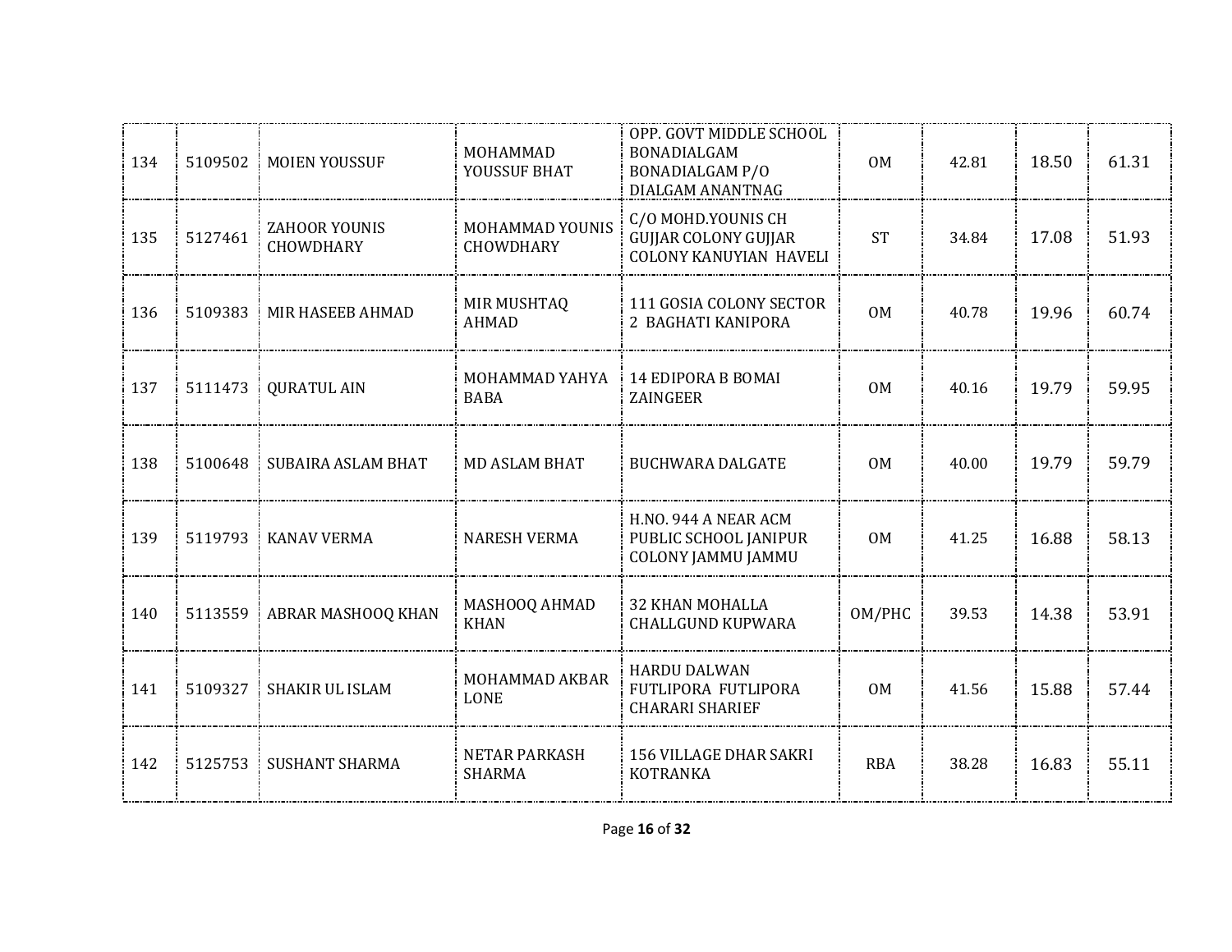| | | | | | | | | |
|---|---|---|---|---|---|---|---|---|
| 134 | 5109502 | MOIEN YOUSSUF | MOHAMMAD YOUSSUF BHAT | OPP. GOVT MIDDLE SCHOOL BONADIALGAM BONADIALGAM P/O DIALGAM ANANTNAG | OM | 42.81 | 18.50 | 61.31 |
| 135 | 5127461 | ZAHOOR YOUNIS CHOWDHARY | MOHAMMAD YOUNIS CHOWDHARY | C/O MOHD.YOUNIS CH GUJJAR COLONY GUJJAR COLONY KANUYIAN HAVELI | ST | 34.84 | 17.08 | 51.93 |
| 136 | 5109383 | MIR HASEEB AHMAD | MIR MUSHTAQ AHMAD | 111 GOSIA COLONY SECTOR 2 BAGHATI KANIPORA | OM | 40.78 | 19.96 | 60.74 |
| 137 | 5111473 | QURATUL AIN | MOHAMMAD YAHYA BABA | 14 EDIPORA B BOMAI ZAINGEER | OM | 40.16 | 19.79 | 59.95 |
| 138 | 5100648 | SUBAIRA ASLAM BHAT | MD ASLAM BHAT | BUCHWARA DALGATE | OM | 40.00 | 19.79 | 59.79 |
| 139 | 5119793 | KANAV VERMA | NARESH VERMA | H.NO. 944 A NEAR ACM PUBLIC SCHOOL JANIPUR COLONY JAMMU JAMMU | OM | 41.25 | 16.88 | 58.13 |
| 140 | 5113559 | ABRAR MASHOOQ KHAN | MASHOOQ AHMAD KHAN | 32 KHAN MOHALLA CHALLGUND KUPWARA | OM/PHC | 39.53 | 14.38 | 53.91 |
| 141 | 5109327 | SHAKIR UL ISLAM | MOHAMMAD AKBAR LONE | HARDU DALWAN FUTLIPORA FUTLIPORA CHARARI SHARIEF | OM | 41.56 | 15.88 | 57.44 |
| 142 | 5125753 | SUSHANT SHARMA | NETAR PARKASH SHARMA | 156 VILLAGE DHAR SAKRI KOTRANKA | RBA | 38.28 | 16.83 | 55.11 |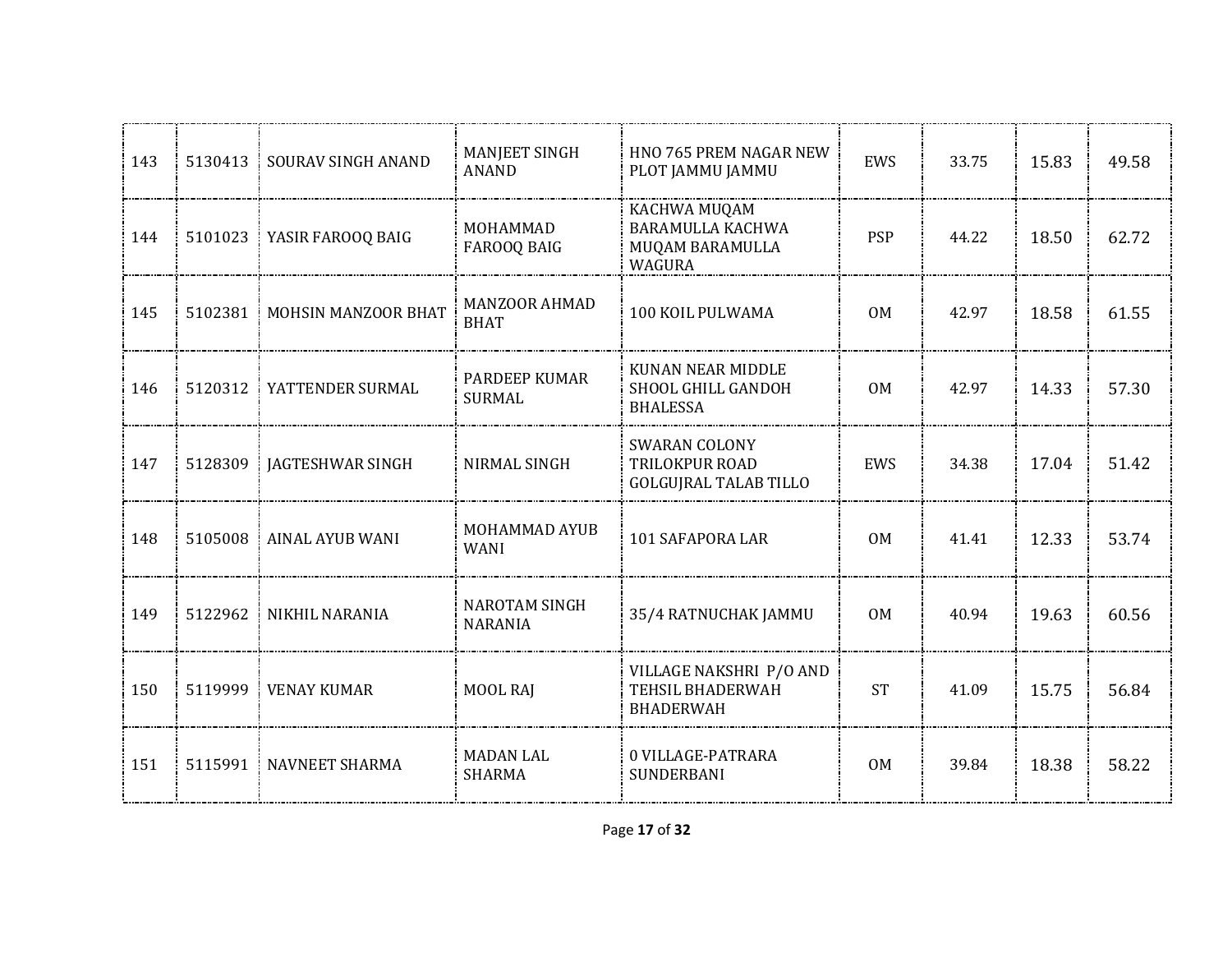| 143 | 5130413 | SOURAV SINGH ANAND | MANJEET SINGH ANAND | HNO 765 PREM NAGAR NEW PLOT JAMMU JAMMU | EWS | 33.75 | 15.83 | 49.58 |
|---|---|---|---|---|---|---|---|---|
| 144 | 5101023 | YASIR FAROOQ BAIG | MOHAMMAD FAROOQ BAIG | KACHWA MUQAM BARAMULLA KACHWA MUQAM BARAMULLA WAGURA | PSP | 44.22 | 18.50 | 62.72 |
| 145 | 5102381 | MOHSIN MANZOOR BHAT | MANZOOR AHMAD BHAT | 100 KOIL PULWAMA | OM | 42.97 | 18.58 | 61.55 |
| 146 | 5120312 | YATTENDER SURMAL | PARDEEP KUMAR SURMAL | KUNAN NEAR MIDDLE SHOOL GHILL GANDOH BHALESSA | OM | 42.97 | 14.33 | 57.30 |
| 147 | 5128309 | JAGTESHWAR SINGH | NIRMAL SINGH | SWARAN COLONY TRILOKPUR ROAD GOLGUJRAL TALAB TILLO | EWS | 34.38 | 17.04 | 51.42 |
| 148 | 5105008 | AINAL AYUB WANI | MOHAMMAD AYUB WANI | 101 SAFAPORA LAR | OM | 41.41 | 12.33 | 53.74 |
| 149 | 5122962 | NIKHIL NARANIA | NAROTAM SINGH NARANIA | 35/4 RATNUCHAK JAMMU | OM | 40.94 | 19.63 | 60.56 |
| 150 | 5119999 | VENAY KUMAR | MOOL RAJ | VILLAGE NAKSHRI P/O AND TEHSIL BHADERWAH BHADERWAH | ST | 41.09 | 15.75 | 56.84 |
| 151 | 5115991 | NAVNEET SHARMA | MADAN LAL SHARMA | 0 VILLAGE-PATRARA SUNDERBANI | OM | 39.84 | 18.38 | 58.22 |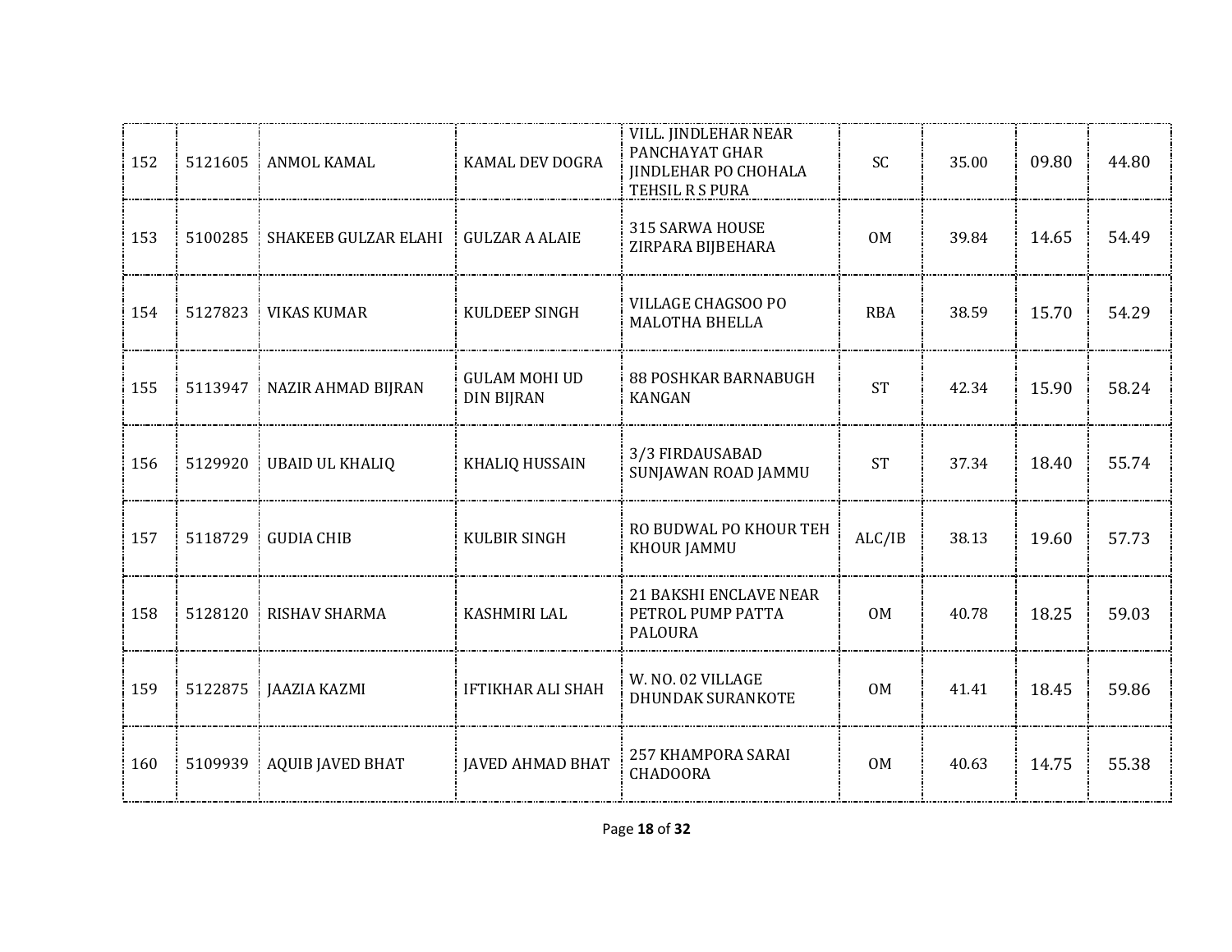| 152 | 5121605 | ANMOL KAMAL | KAMAL DEV DOGRA | VILL. JINDLEHAR NEAR PANCHAYAT GHAR JINDLEHAR PO CHOHALA TEHSIL R S PURA | SC | 35.00 | 09.80 | 44.80 |
|---|---|---|---|---|---|---|---|---|
| 153 | 5100285 | SHAKEEB GULZAR ELAHI | GULZAR A ALAIE | 315 SARWA HOUSE ZIRPARA BIJBEHARA | OM | 39.84 | 14.65 | 54.49 |
| 154 | 5127823 | VIKAS KUMAR | KULDEEP SINGH | VILLAGE CHAGSOO PO MALOTHA BHELLA | RBA | 38.59 | 15.70 | 54.29 |
| 155 | 5113947 | NAZIR AHMAD BIJRAN | GULAM MOHI UD DIN BIJRAN | 88 POSHKAR BARNABUGH KANGAN | ST | 42.34 | 15.90 | 58.24 |
| 156 | 5129920 | UBAID UL KHALIQ | KHALIQ HUSSAIN | 3/3 FIRDAUSABAD SUNJAWAN ROAD JAMMU | ST | 37.34 | 18.40 | 55.74 |
| 157 | 5118729 | GUDIA CHIB | KULBIR SINGH | RO BUDWAL PO KHOUR TEH KHOUR JAMMU | ALC/IB | 38.13 | 19.60 | 57.73 |
| 158 | 5128120 | RISHAV SHARMA | KASHMIRI LAL | 21 BAKSHI ENCLAVE NEAR PETROL PUMP PATTA PALOURA | OM | 40.78 | 18.25 | 59.03 |
| 159 | 5122875 | JAAZIA KAZMI | IFTIKHAR ALI SHAH | W. NO. 02 VILLAGE DHUNDAK SURANKOTE | OM | 41.41 | 18.45 | 59.86 |
| 160 | 5109939 | AQUIB JAVED BHAT | JAVED AHMAD BHAT | 257 KHAMPORA SARAI CHADOORA | OM | 40.63 | 14.75 | 55.38 |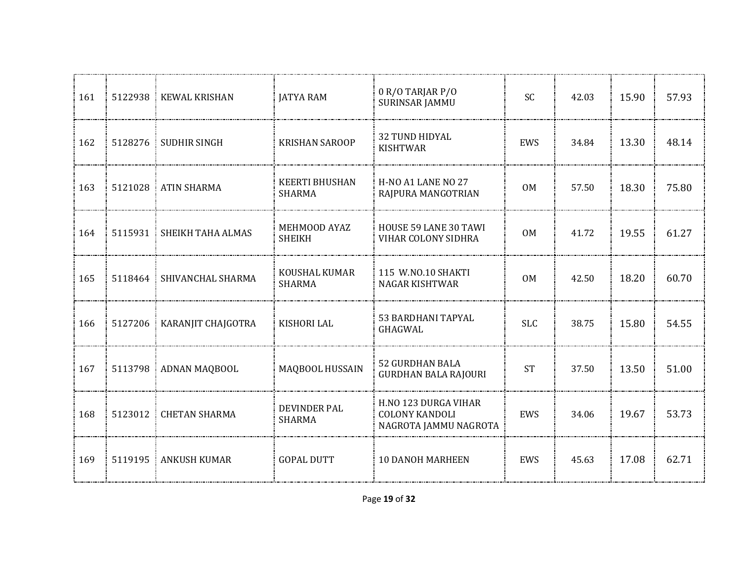| | | | | | | | | |
|---|---|---|---|---|---|---|---|---|
| 161 | 5122938 | KEWAL KRISHAN | JATYA RAM | 0 R/O TARJAR P/O SURINSAR JAMMU | SC | 42.03 | 15.90 | 57.93 |
| 162 | 5128276 | SUDHIR SINGH | KRISHAN SAROOP | 32 TUND HIDYAL KISHTWAR | EWS | 34.84 | 13.30 | 48.14 |
| 163 | 5121028 | ATIN SHARMA | KEERTI BHUSHAN SHARMA | H-NO A1 LANE NO 27 RAJPURA MANGOTRIAN | OM | 57.50 | 18.30 | 75.80 |
| 164 | 5115931 | SHEIKH TAHA ALMAS | MEHMOOD AYAZ SHEIKH | HOUSE 59 LANE 30 TAWI VIHAR COLONY SIDHRA | OM | 41.72 | 19.55 | 61.27 |
| 165 | 5118464 | SHIVANCHAL SHARMA | KOUSHAL KUMAR SHARMA | 115 W.NO.10 SHAKTI NAGAR KISHTWAR | OM | 42.50 | 18.20 | 60.70 |
| 166 | 5127206 | KARANJIT CHAJGOTRA | KISHORI LAL | 53 BARDHANI TAPYAL GHAGWAL | SLC | 38.75 | 15.80 | 54.55 |
| 167 | 5113798 | ADNAN MAQBOOL | MAQBOOL HUSSAIN | 52 GURDHAN BALA GURDHAN BALA RAJOURI | ST | 37.50 | 13.50 | 51.00 |
| 168 | 5123012 | CHETAN SHARMA | DEVINDER PAL SHARMA | H.NO 123 DURGA VIHAR COLONY KANDOLI NAGROTA JAMMU NAGROTA | EWS | 34.06 | 19.67 | 53.73 |
| 169 | 5119195 | ANKUSH KUMAR | GOPAL DUTT | 10 DANOH MARHEEN | EWS | 45.63 | 17.08 | 62.71 |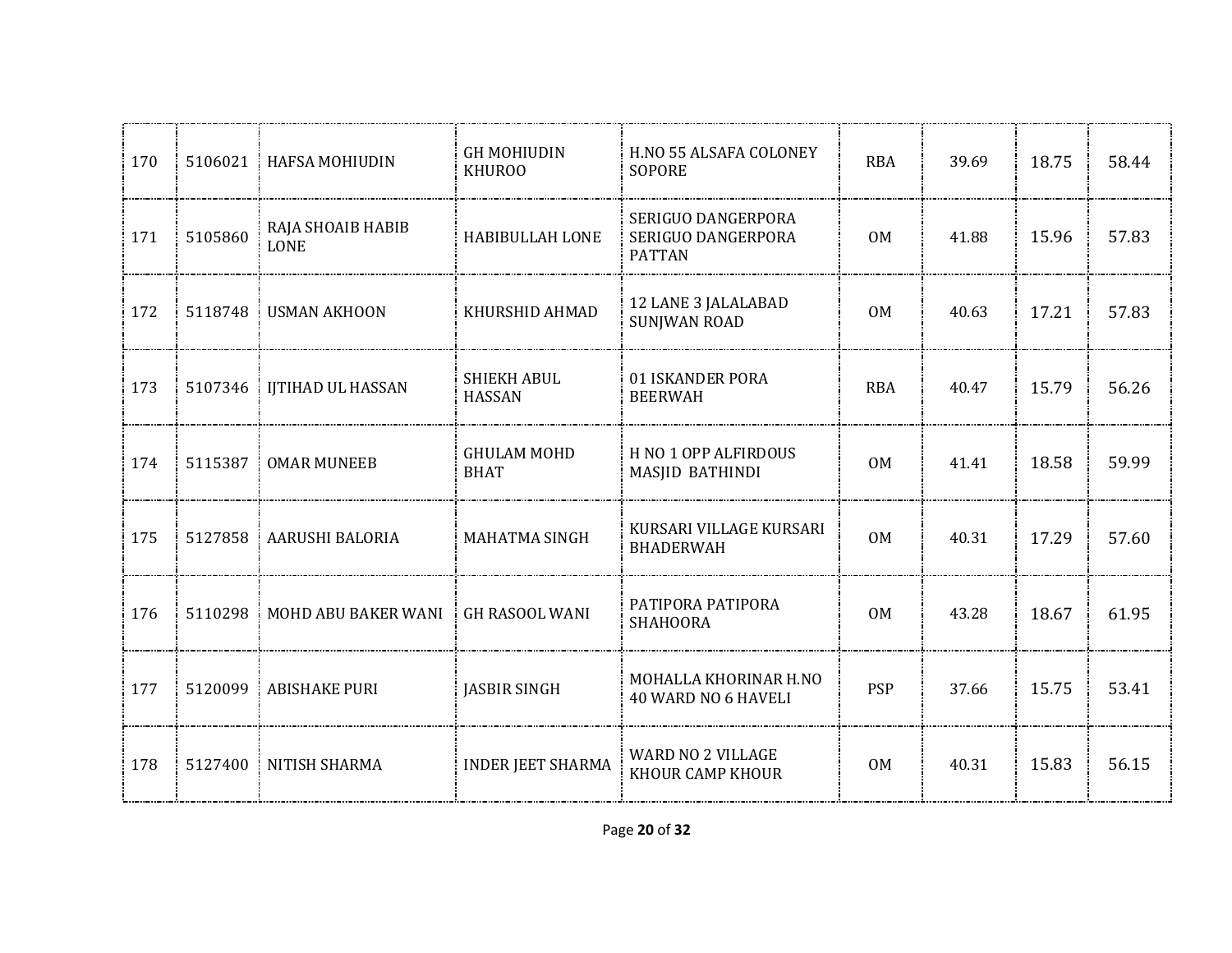| 170 | 5106021 | HAFSA MOHIUDIN | GH MOHIUDIN KHUROO | H.NO 55 ALSAFA COLONEY SOPORE | RBA | 39.69 | 18.75 | 58.44 |
|---|---|---|---|---|---|---|---|---|
| 171 | 5105860 | RAJA SHOAIB HABIB LONE | HABIBULLAH LONE | SERIGUO DANGERPORA SERIGUO DANGERPORA PATTAN | OM | 41.88 | 15.96 | 57.83 |
| 172 | 5118748 | USMAN AKHOON | KHURSHID AHMAD | 12 LANE 3 JALALABAD SUNJWAN ROAD | OM | 40.63 | 17.21 | 57.83 |
| 173 | 5107346 | IJTIHAD UL HASSAN | SHIEKH ABUL HASSAN | 01 ISKANDER PORA BEERWAH | RBA | 40.47 | 15.79 | 56.26 |
| 174 | 5115387 | OMAR MUNEEB | GHULAM MOHD BHAT | H NO 1 OPP ALFIRDOUS MASJID BATHINDI | OM | 41.41 | 18.58 | 59.99 |
| 175 | 5127858 | AARUSHI BALORIA | MAHATMA SINGH | KURSARI VILLAGE KURSARI BHADERWAH | OM | 40.31 | 17.29 | 57.60 |
| 176 | 5110298 | MOHD ABU BAKER WANI | GH RASOOL WANI | PATIPORA PATIPORA SHAHOORA | OM | 43.28 | 18.67 | 61.95 |
| 177 | 5120099 | ABISHAKE PURI | JASBIR SINGH | MOHALLA KHORINAR H.NO 40 WARD NO 6 HAVELI | PSP | 37.66 | 15.75 | 53.41 |
| 178 | 5127400 | NITISH SHARMA | INDER JEET SHARMA | WARD NO 2 VILLAGE KHOUR CAMP KHOUR | OM | 40.31 | 15.83 | 56.15 |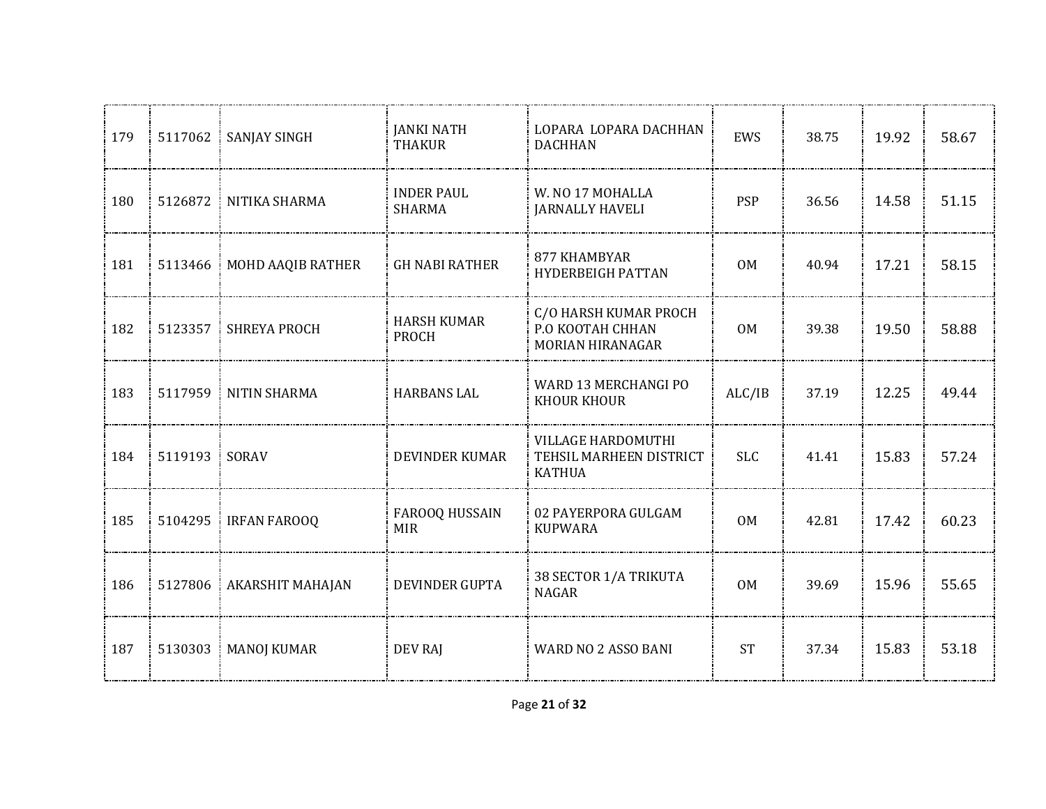| 179 | 5117062 | SANJAY SINGH | JANKI NATH THAKUR | LOPARA LOPARA DACHHAN DACHHAN | EWS | 38.75 | 19.92 | 58.67 |
|---|---|---|---|---|---|---|---|---|
| 180 | 5126872 | NITIKA SHARMA | INDER PAUL SHARMA | W. NO 17 MOHALLA JARNALLY HAVELI | PSP | 36.56 | 14.58 | 51.15 |
| 181 | 5113466 | MOHD AAQIB RATHER | GH NABI RATHER | 877 KHAMBYAR HYDERBEIGH PATTAN | OM | 40.94 | 17.21 | 58.15 |
| 182 | 5123357 | SHREYA PROCH | HARSH KUMAR PROCH | C/O HARSH KUMAR PROCH P.O KOOTAH CHHAN MORIAN HIRANAGAR | OM | 39.38 | 19.50 | 58.88 |
| 183 | 5117959 | NITIN SHARMA | HARBANS LAL | WARD 13 MERCHANGI PO KHOUR KHOUR | ALC/IB | 37.19 | 12.25 | 49.44 |
| 184 | 5119193 | SORAV | DEVINDER KUMAR | VILLAGE HARDOMUTHI TEHSIL MARHEEN DISTRICT KATHUA | SLC | 41.41 | 15.83 | 57.24 |
| 185 | 5104295 | IRFAN FAROOQ | FAROOQ HUSSAIN MIR | 02 PAYERPORA GULGAM KUPWARA | OM | 42.81 | 17.42 | 60.23 |
| 186 | 5127806 | AKARSHIT MAHAJAN | DEVINDER GUPTA | 38 SECTOR 1/A TRIKUTA NAGAR | OM | 39.69 | 15.96 | 55.65 |
| 187 | 5130303 | MANOJ KUMAR | DEV RAJ | WARD NO 2 ASSO BANI | ST | 37.34 | 15.83 | 53.18 |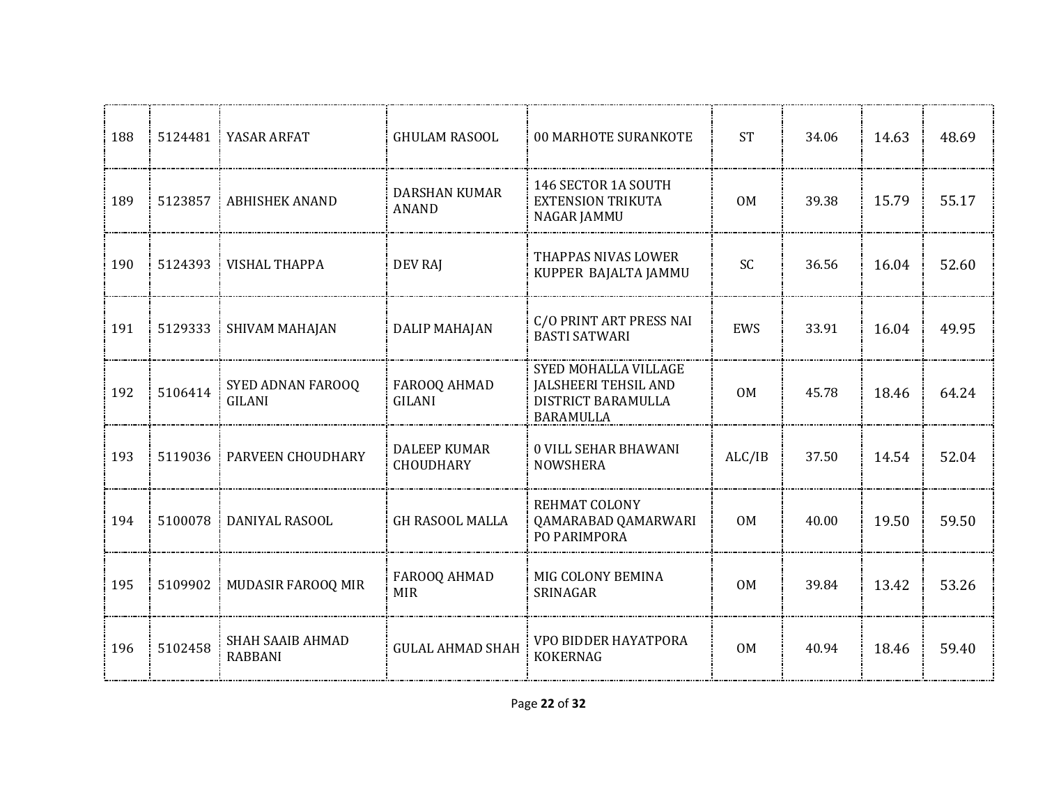| | | | | | | | | |
|---|---|---|---|---|---|---|---|---|
| 188 | 5124481 | YASAR ARFAT | GHULAM RASOOL | 00 MARHOTE SURANKOTE | ST | 34.06 | 14.63 | 48.69 |
| 189 | 5123857 | ABHISHEK ANAND | DARSHAN KUMAR ANAND | 146 SECTOR 1A SOUTH EXTENSION TRIKUTA NAGAR JAMMU | OM | 39.38 | 15.79 | 55.17 |
| 190 | 5124393 | VISHAL THAPPA | DEV RAJ | THAPPAS NIVAS LOWER KUPPER BAJALTA JAMMU | SC | 36.56 | 16.04 | 52.60 |
| 191 | 5129333 | SHIVAM MAHAJAN | DALIP MAHAJAN | C/O PRINT ART PRESS NAI BASTI SATWARI | EWS | 33.91 | 16.04 | 49.95 |
| 192 | 5106414 | SYED ADNAN FAROOQ GILANI | FAROOQ AHMAD GILANI | SYED MOHALLA VILLAGE JALSHEERI TEHSIL AND DISTRICT BARAMULLA BARAMULLA | OM | 45.78 | 18.46 | 64.24 |
| 193 | 5119036 | PARVEEN CHOUDHARY | DALEEP KUMAR CHOUDHARY | 0 VILL SEHAR BHAWANI NOWSHERA | ALC/IB | 37.50 | 14.54 | 52.04 |
| 194 | 5100078 | DANIYAL RASOOL | GH RASOOL MALLA | REHMAT COLONY QAMARABAD QAMARWARI PO PARIMPORA | OM | 40.00 | 19.50 | 59.50 |
| 195 | 5109902 | MUDASIR FAROOQ MIR | FAROOQ AHMAD MIR | MIG COLONY BEMINA SRINAGAR | OM | 39.84 | 13.42 | 53.26 |
| 196 | 5102458 | SHAH SAAIB AHMAD RABBANI | GULAL AHMAD SHAH | VPO BIDDER HAYATPORA KOKERNAG | OM | 40.94 | 18.46 | 59.40 |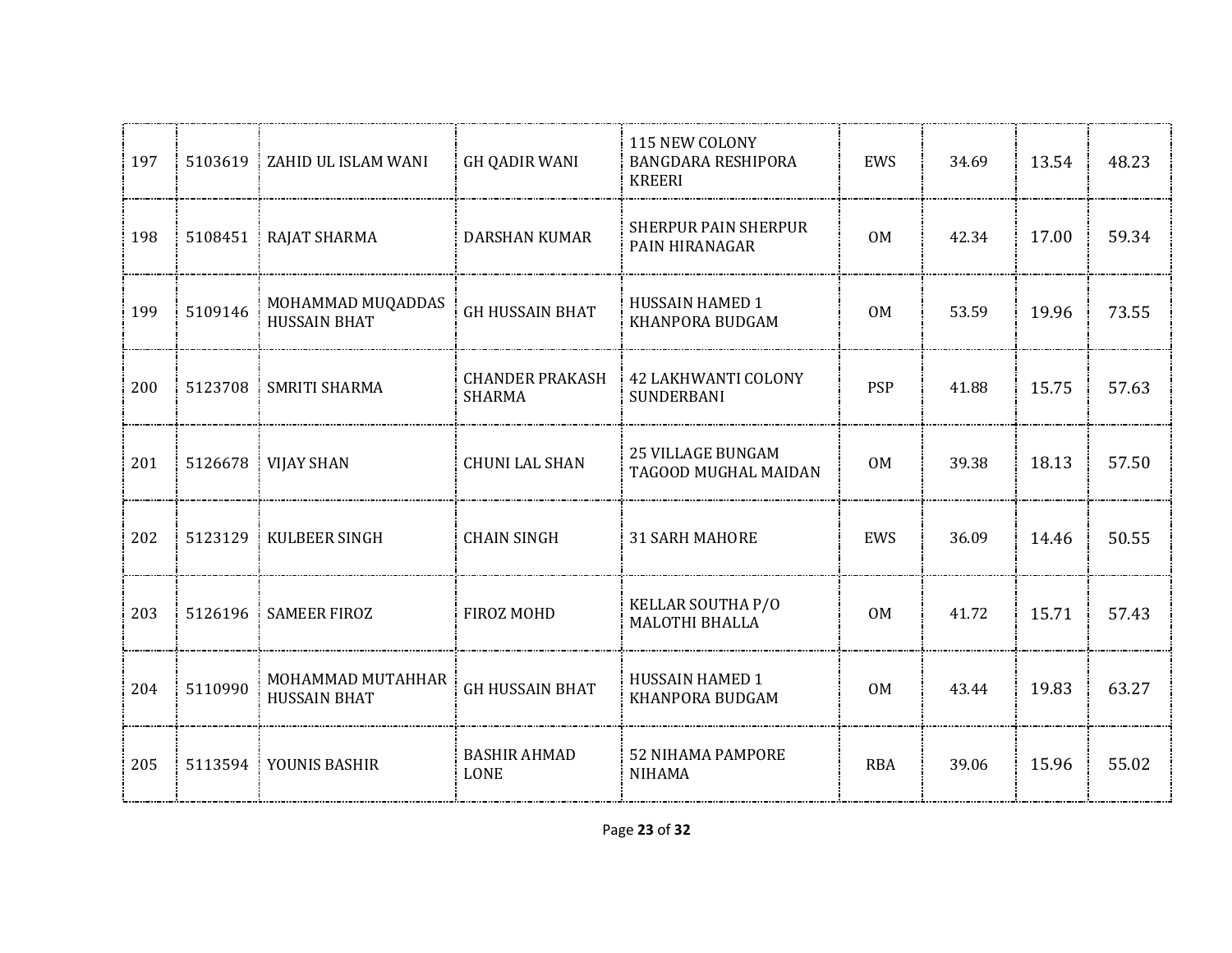| 197 | 5103619 | ZAHID UL ISLAM WANI | GH QADIR WANI | 115 NEW COLONY BANGDARA RESHIPORA KREERI | EWS | 34.69 | 13.54 | 48.23 |
|---|---|---|---|---|---|---|---|---|
| 198 | 5108451 | RAJAT SHARMA | DARSHAN KUMAR | SHERPUR PAIN SHERPUR PAIN HIRANAGAR | OM | 42.34 | 17.00 | 59.34 |
| 199 | 5109146 | MOHAMMAD MUQADDAS HUSSAIN BHAT | GH HUSSAIN BHAT | HUSSAIN HAMED 1 KHANPORA BUDGAM | OM | 53.59 | 19.96 | 73.55 |
| 200 | 5123708 | SMRITI SHARMA | CHANDER PRAKASH SHARMA | 42 LAKHWANTI COLONY SUNDERBANI | PSP | 41.88 | 15.75 | 57.63 |
| 201 | 5126678 | VIJAY SHAN | CHUNI LAL SHAN | 25 VILLAGE BUNGAM TAGOOD MUGHAL MAIDAN | OM | 39.38 | 18.13 | 57.50 |
| 202 | 5123129 | KULBEER SINGH | CHAIN SINGH | 31 SARH MAHORE | EWS | 36.09 | 14.46 | 50.55 |
| 203 | 5126196 | SAMEER FIROZ | FIROZ MOHD | KELLAR SOUTHA P/O MALOTHI BHALLA | OM | 41.72 | 15.71 | 57.43 |
| 204 | 5110990 | MOHAMMAD MUTAHHAR HUSSAIN BHAT | GH HUSSAIN BHAT | HUSSAIN HAMED 1 KHANPORA BUDGAM | OM | 43.44 | 19.83 | 63.27 |
| 205 | 5113594 | YOUNIS BASHIR | BASHIR AHMAD LONE | 52 NIHAMA PAMPORE NIHAMA | RBA | 39.06 | 15.96 | 55.02 |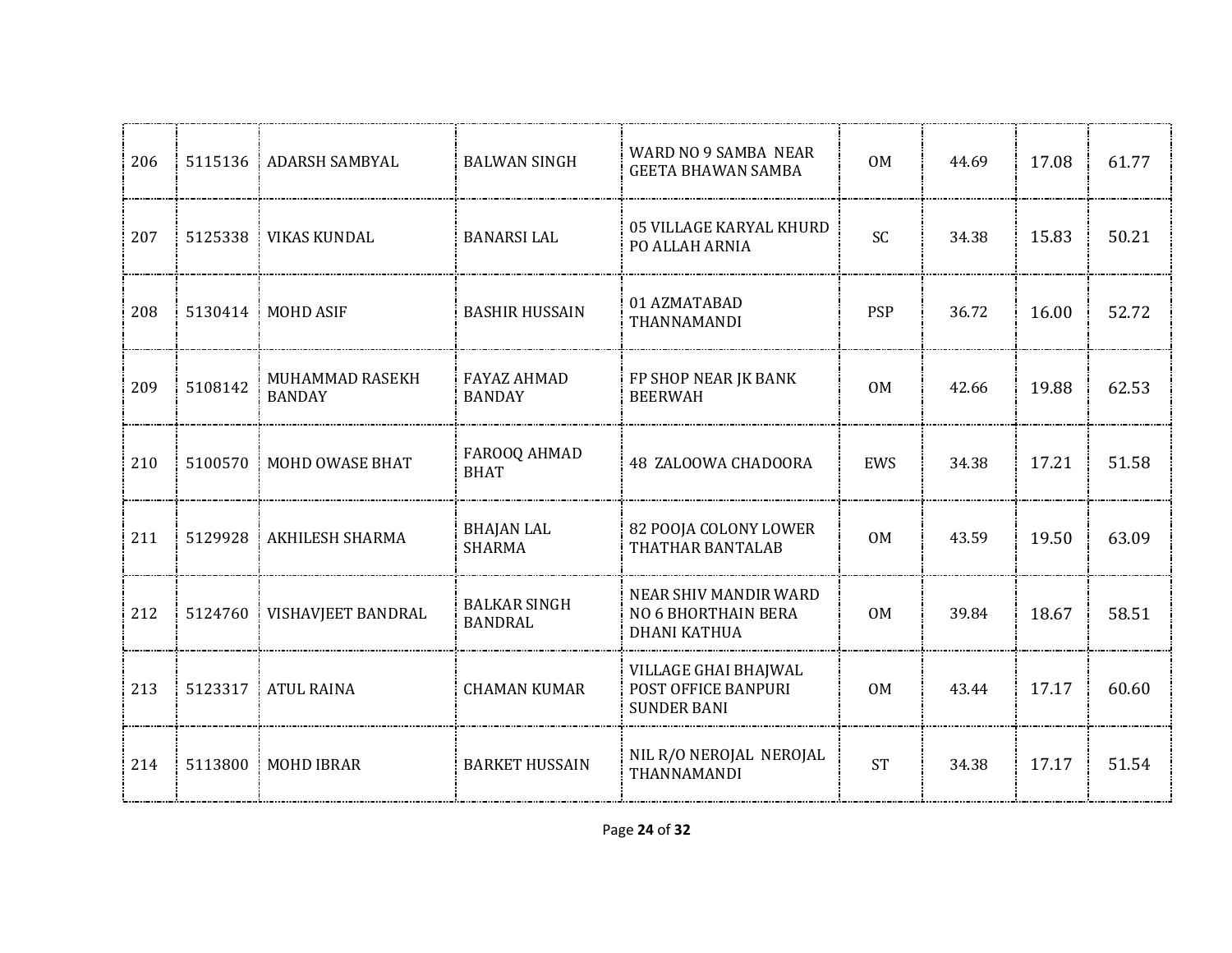| 206 | 5115136 | ADARSH SAMBYAL | BALWAN SINGH | WARD NO 9 SAMBA NEAR GEETA BHAWAN SAMBA | OM | 44.69 | 17.08 | 61.77 |
|---|---|---|---|---|---|---|---|---|
| 207 | 5125338 | VIKAS KUNDAL | BANARSI LAL | 05 VILLAGE KARYAL KHURD PO ALLAH ARNIA | SC | 34.38 | 15.83 | 50.21 |
| 208 | 5130414 | MOHD ASIF | BASHIR HUSSAIN | 01 AZMATABAD THANNAMANDI | PSP | 36.72 | 16.00 | 52.72 |
| 209 | 5108142 | MUHAMMAD RASEKH BANDAY | FAYAZ AHMAD BANDAY | FP SHOP NEAR JK BANK BEERWAH | OM | 42.66 | 19.88 | 62.53 |
| 210 | 5100570 | MOHD OWASE BHAT | FAROOQ AHMAD BHAT | 48 ZALOOWA CHADOORA | EWS | 34.38 | 17.21 | 51.58 |
| 211 | 5129928 | AKHILESH SHARMA | BHAJAN LAL SHARMA | 82 POOJA COLONY LOWER THATHAR BANTALAB | OM | 43.59 | 19.50 | 63.09 |
| 212 | 5124760 | VISHAVJEET BANDRAL | BALKAR SINGH BANDRAL | NEAR SHIV MANDIR WARD NO 6 BHORTHAIN BERA DHANI KATHUA | OM | 39.84 | 18.67 | 58.51 |
| 213 | 5123317 | ATUL RAINA | CHAMAN KUMAR | VILLAGE GHAI BHAJWAL POST OFFICE BANPURI SUNDER BANI | OM | 43.44 | 17.17 | 60.60 |
| 214 | 5113800 | MOHD IBRAR | BARKET HUSSAIN | NIL R/O NEROJAL NEROJAL THANNAMANDI | ST | 34.38 | 17.17 | 51.54 |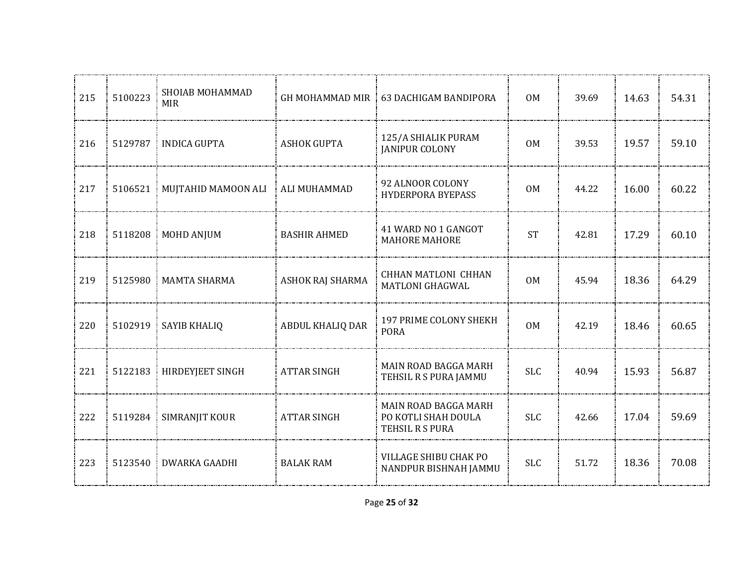| | | | | | | | | |
|---|---|---|---|---|---|---|---|---|
| 215 | 5100223 | SHOIAB MOHAMMAD MIR | GH MOHAMMAD MIR | 63 DACHIGAM BANDIPORA | OM | 39.69 | 14.63 | 54.31 |
| 216 | 5129787 | INDICA GUPTA | ASHOK GUPTA | 125/A SHIALIK PURAM JANIPUR COLONY | OM | 39.53 | 19.57 | 59.10 |
| 217 | 5106521 | MUJTAHID MAMOON ALI | ALI MUHAMMAD | 92 ALNOOR COLONY HYDERPORA BYEPASS | OM | 44.22 | 16.00 | 60.22 |
| 218 | 5118208 | MOHD ANJUM | BASHIR AHMED | 41 WARD NO 1 GANGOT MAHORE MAHORE | ST | 42.81 | 17.29 | 60.10 |
| 219 | 5125980 | MAMTA SHARMA | ASHOK RAJ SHARMA | CHHAN MATLONI CHHAN MATLONI GHAGWAL | OM | 45.94 | 18.36 | 64.29 |
| 220 | 5102919 | SAYIB KHALIQ | ABDUL KHALIQ DAR | 197 PRIME COLONY SHEKH PORA | OM | 42.19 | 18.46 | 60.65 |
| 221 | 5122183 | HIRDEYJEET SINGH | ATTAR SINGH | MAIN ROAD BAGGA MARH TEHSIL R S PURA JAMMU | SLC | 40.94 | 15.93 | 56.87 |
| 222 | 5119284 | SIMRANJIT KOUR | ATTAR SINGH | MAIN ROAD BAGGA MARH PO KOTLI SHAH DOULA TEHSIL R S PURA | SLC | 42.66 | 17.04 | 59.69 |
| 223 | 5123540 | DWARKA GAADHI | BALAK RAM | VILLAGE SHIBU CHAK PO NANDPUR BISHNAH JAMMU | SLC | 51.72 | 18.36 | 70.08 |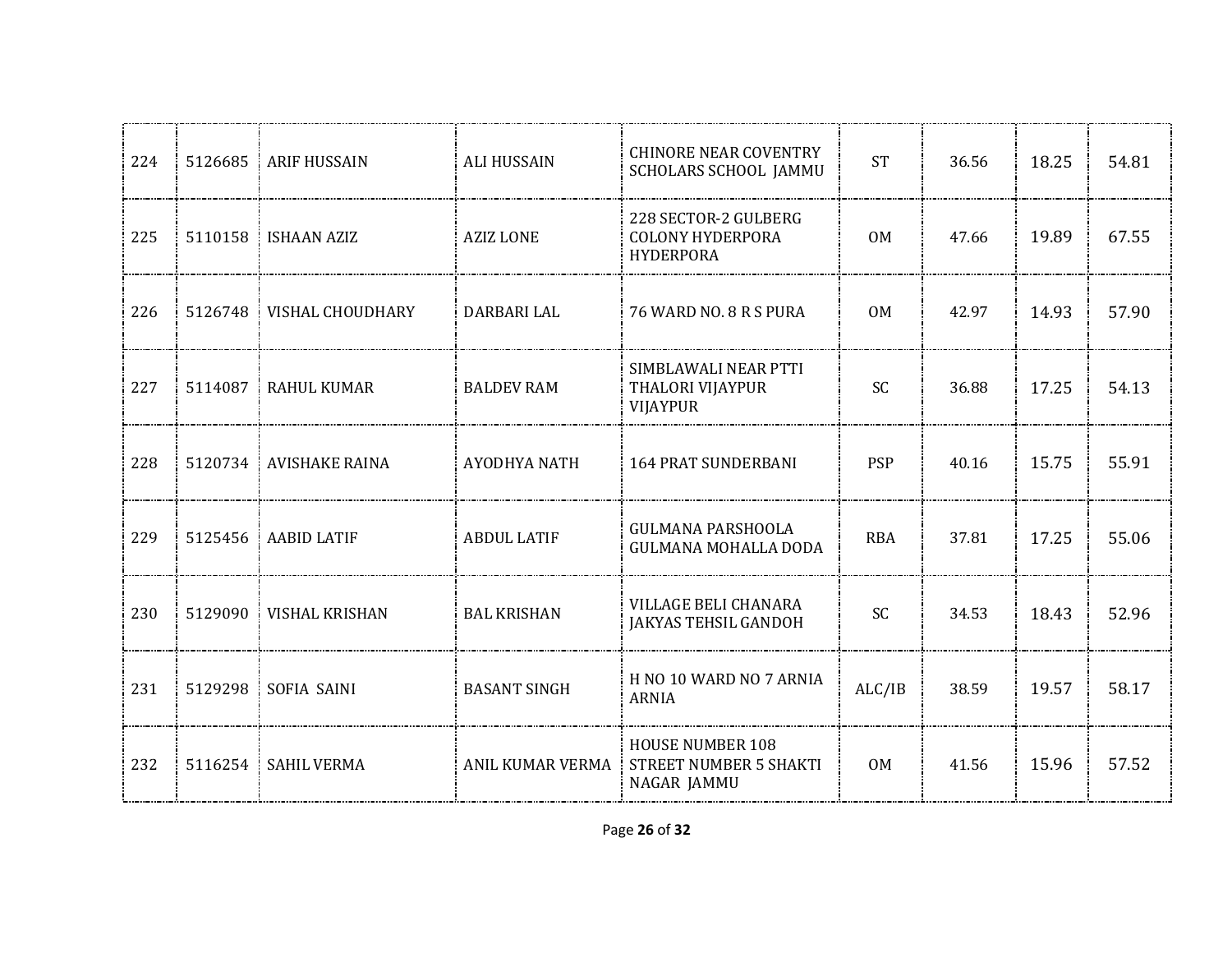| | | | | | | | | |
|---|---|---|---|---|---|---|---|---|
| 224 | 5126685 | ARIF HUSSAIN | ALI HUSSAIN | CHINORE NEAR COVENTRY SCHOLARS SCHOOL JAMMU | ST | 36.56 | 18.25 | 54.81 |
| 225 | 5110158 | ISHAAN AZIZ | AZIZ LONE | 228 SECTOR-2 GULBERG COLONY HYDERPORA HYDERPORA | OM | 47.66 | 19.89 | 67.55 |
| 226 | 5126748 | VISHAL CHOUDHARY | DARBARI LAL | 76 WARD NO. 8 R S PURA | OM | 42.97 | 14.93 | 57.90 |
| 227 | 5114087 | RAHUL KUMAR | BALDEV RAM | SIMBLAWALI NEAR PTTI THALORI VIJAYPUR VIJAYPUR | SC | 36.88 | 17.25 | 54.13 |
| 228 | 5120734 | AVISHAKE RAINA | AYODHYA NATH | 164 PRAT SUNDERBANI | PSP | 40.16 | 15.75 | 55.91 |
| 229 | 5125456 | AABID LATIF | ABDUL LATIF | GULMANA PARSHOOLA GULMANA MOHALLA DODA | RBA | 37.81 | 17.25 | 55.06 |
| 230 | 5129090 | VISHAL KRISHAN | BAL KRISHAN | VILLAGE BELI CHANARA JAKYAS TEHSIL GANDOH | SC | 34.53 | 18.43 | 52.96 |
| 231 | 5129298 | SOFIA SAINI | BASANT SINGH | H NO 10 WARD NO 7 ARNIA ARNIA | ALC/IB | 38.59 | 19.57 | 58.17 |
| 232 | 5116254 | SAHIL VERMA | ANIL KUMAR VERMA | HOUSE NUMBER 108 STREET NUMBER 5 SHAKTI NAGAR JAMMU | OM | 41.56 | 15.96 | 57.52 |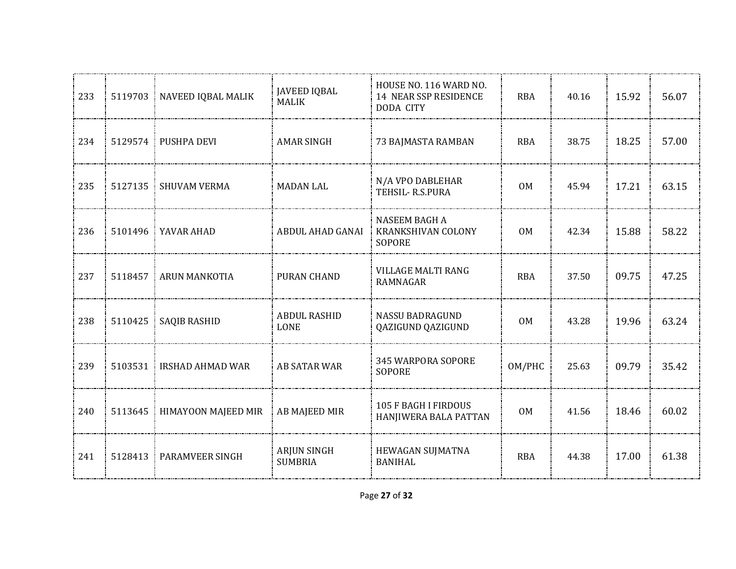| | | | | | | | | |
|---|---|---|---|---|---|---|---|---|
| 233 | 5119703 | NAVEED IQBAL MALIK | JAVEED IQBAL MALIK | HOUSE NO. 116 WARD NO. 14 NEAR SSP RESIDENCE DODA CITY | RBA | 40.16 | 15.92 | 56.07 |
| 234 | 5129574 | PUSHPA DEVI | AMAR SINGH | 73 BAJMASTA RAMBAN | RBA | 38.75 | 18.25 | 57.00 |
| 235 | 5127135 | SHUVAM VERMA | MADAN LAL | N/A VPO DABLEHAR TEHSIL- R.S.PURA | OM | 45.94 | 17.21 | 63.15 |
| 236 | 5101496 | YAVAR AHAD | ABDUL AHAD GANAI | NASEEM BAGH A KRANKSHIVAN COLONY SOPORE | OM | 42.34 | 15.88 | 58.22 |
| 237 | 5118457 | ARUN MANKOTIA | PURAN CHAND | VILLAGE MALTI RANG RAMNAGAR | RBA | 37.50 | 09.75 | 47.25 |
| 238 | 5110425 | SAQIB RASHID | ABDUL RASHID LONE | NASSU BADRAGUND QAZIGUND QAZIGUND | OM | 43.28 | 19.96 | 63.24 |
| 239 | 5103531 | IRSHAD AHMAD WAR | AB SATAR WAR | 345 WARPORA SOPORE SOPORE | OM/PHC | 25.63 | 09.79 | 35.42 |
| 240 | 5113645 | HIMAYOON MAJEED MIR | AB MAJEED MIR | 105 F BAGH I FIRDOUS HANJIWERA BALA PATTAN | OM | 41.56 | 18.46 | 60.02 |
| 241 | 5128413 | PARAMVEER SINGH | ARJUN SINGH SUMBRIA | HEWAGAN SUJMATNA BANIHAL | RBA | 44.38 | 17.00 | 61.38 |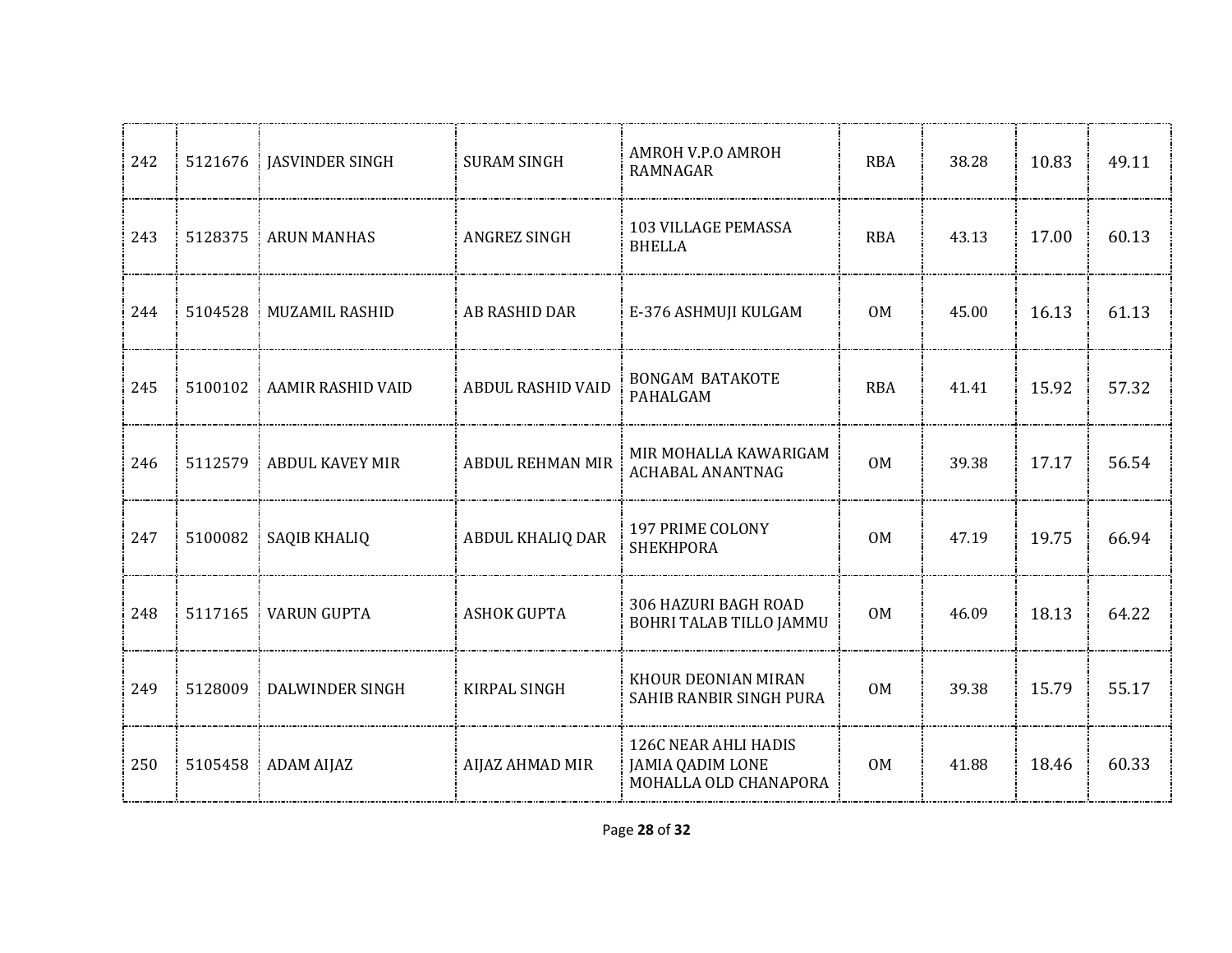| 242 | 5121676 | JASVINDER SINGH | SURAM SINGH | AMROH V.P.O AMROH RAMNAGAR | RBA | 38.28 | 10.83 | 49.11 |
|---|---|---|---|---|---|---|---|---|
| 243 | 5128375 | ARUN MANHAS | ANGREZ SINGH | 103 VILLAGE PEMASSA BHELLA | RBA | 43.13 | 17.00 | 60.13 |
| 244 | 5104528 | MUZAMIL RASHID | AB RASHID DAR | E-376 ASHMUJI KULGAM | OM | 45.00 | 16.13 | 61.13 |
| 245 | 5100102 | AAMIR RASHID VAID | ABDUL RASHID VAID | BONGAM BATAKOTE PAHALGAM | RBA | 41.41 | 15.92 | 57.32 |
| 246 | 5112579 | ABDUL KAVEY MIR | ABDUL REHMAN MIR | MIR MOHALLA KAWARIGAM ACHABAL ANANTNAG | OM | 39.38 | 17.17 | 56.54 |
| 247 | 5100082 | SAQIB KHALIQ | ABDUL KHALIQ DAR | 197 PRIME COLONY SHEKHPORA | OM | 47.19 | 19.75 | 66.94 |
| 248 | 5117165 | VARUN GUPTA | ASHOK GUPTA | 306 HAZURI BAGH ROAD BOHRI TALAB TILLO JAMMU | OM | 46.09 | 18.13 | 64.22 |
| 249 | 5128009 | DALWINDER SINGH | KIRPAL SINGH | KHOUR DEONIAN MIRAN SAHIB RANBIR SINGH PURA | OM | 39.38 | 15.79 | 55.17 |
| 250 | 5105458 | ADAM AIJAZ | AIJAZ AHMAD MIR | 126C NEAR AHLI HADIS JAMIA QADIM LONE MOHALLA OLD CHANAPORA | OM | 41.88 | 18.46 | 60.33 |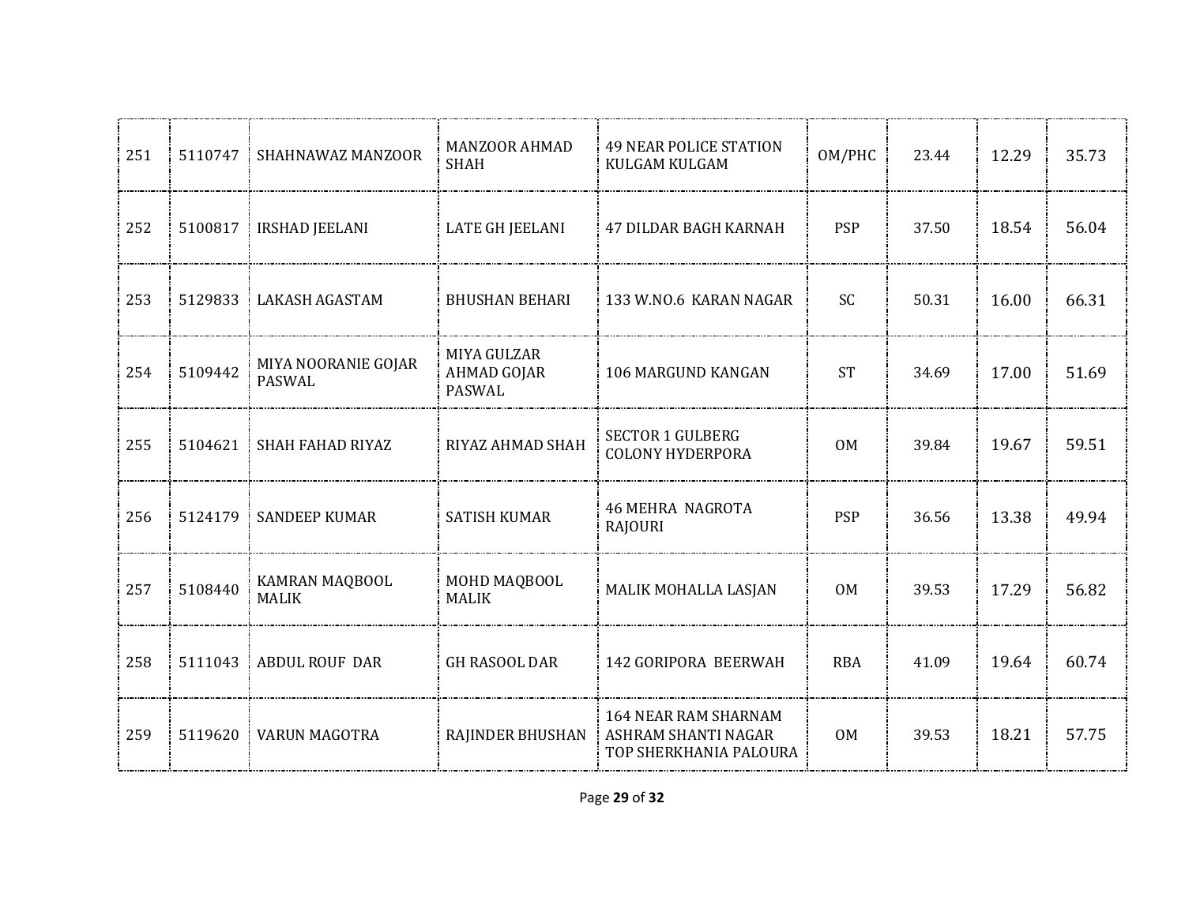| | | | | | | | | |
|---|---|---|---|---|---|---|---|---|
| 251 | 5110747 | SHAHNAWAZ MANZOOR | MANZOOR AHMAD SHAH | 49 NEAR POLICE STATION KULGAM KULGAM | OM/PHC | 23.44 | 12.29 | 35.73 |
| 252 | 5100817 | IRSHAD JEELANI | LATE GH JEELANI | 47 DILDAR BAGH KARNAH | PSP | 37.50 | 18.54 | 56.04 |
| 253 | 5129833 | LAKASH AGASTAM | BHUSHAN BEHARI | 133 W.NO.6 KARAN NAGAR | SC | 50.31 | 16.00 | 66.31 |
| 254 | 5109442 | MIYA NOORANIE GOJAR PASWAL | MIYA GULZAR AHMAD GOJAR PASWAL | 106 MARGUND KANGAN | ST | 34.69 | 17.00 | 51.69 |
| 255 | 5104621 | SHAH FAHAD RIYAZ | RIYAZ AHMAD SHAH | SECTOR 1 GULBERG COLONY HYDERPORA | OM | 39.84 | 19.67 | 59.51 |
| 256 | 5124179 | SANDEEP KUMAR | SATISH KUMAR | 46 MEHRA NAGROTA RAJOURI | PSP | 36.56 | 13.38 | 49.94 |
| 257 | 5108440 | KAMRAN MAQBOOL MALIK | MOHD MAQBOOL MALIK | MALIK MOHALLA LASJAN | OM | 39.53 | 17.29 | 56.82 |
| 258 | 5111043 | ABDUL ROUF DAR | GH RASOOL DAR | 142 GORIPORA BEERWAH | RBA | 41.09 | 19.64 | 60.74 |
| 259 | 5119620 | VARUN MAGOTRA | RAJINDER BHUSHAN | 164 NEAR RAM SHARNAM ASHRAM SHANTI NAGAR TOP SHERKHANIA PALOURA | OM | 39.53 | 18.21 | 57.75 |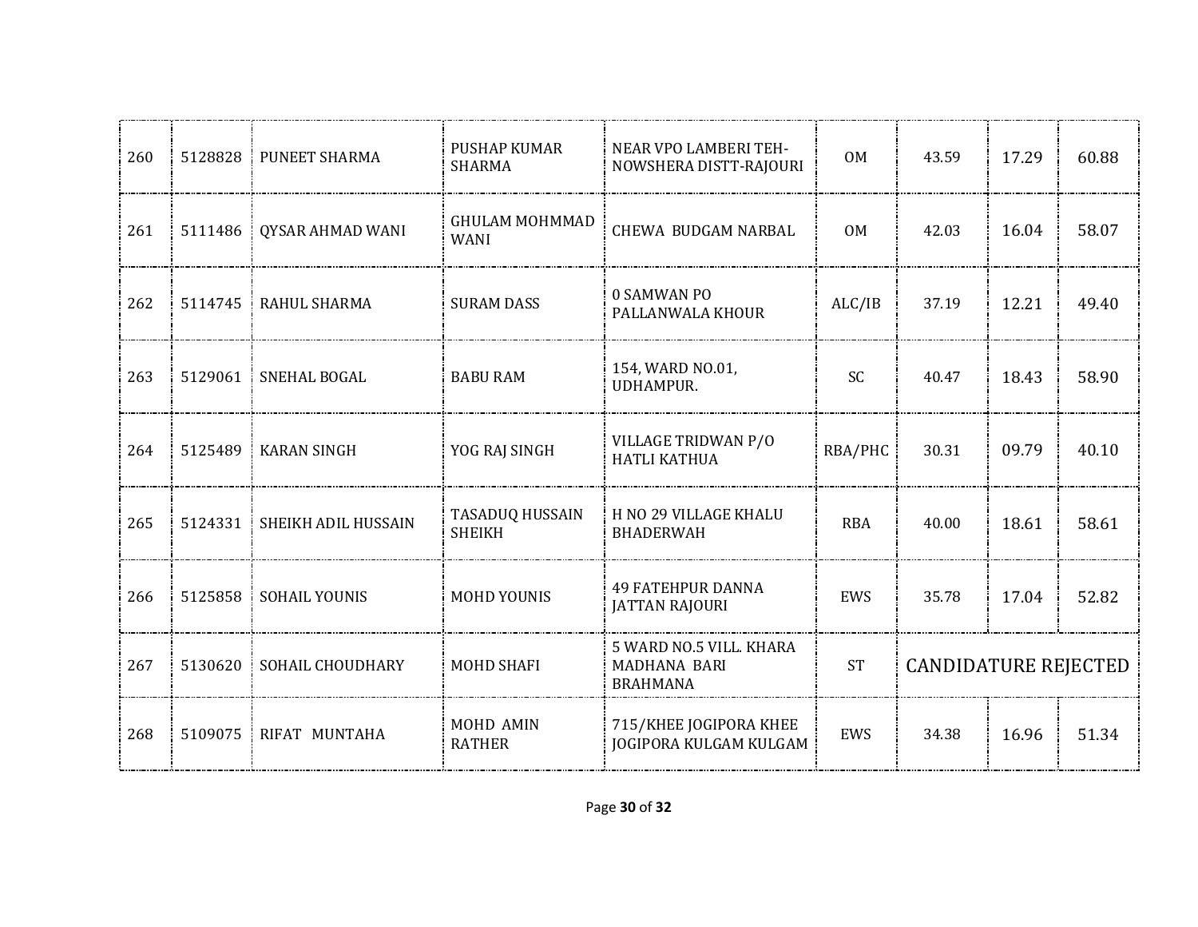| | | | | | | | | |
|---|---|---|---|---|---|---|---|---|
| 260 | 5128828 | PUNEET SHARMA | PUSHAP KUMAR SHARMA | NEAR VPO LAMBERI TEH-NOWSHERA DISTT-RAJOURI | OM | 43.59 | 17.29 | 60.88 |
| 261 | 5111486 | QYSAR AHMAD WANI | GHULAM MOHMMAD WANI | CHEWA BUDGAM NARBAL | OM | 42.03 | 16.04 | 58.07 |
| 262 | 5114745 | RAHUL SHARMA | SURAM DASS | 0 SAMWAN PO PALLANWALA KHOUR | ALC/IB | 37.19 | 12.21 | 49.40 |
| 263 | 5129061 | SNEHAL BOGAL | BABU RAM | 154, WARD NO.01, UDHAMPUR. | SC | 40.47 | 18.43 | 58.90 |
| 264 | 5125489 | KARAN SINGH | YOG RAJ SINGH | VILLAGE TRIDWAN P/O HATLI KATHUA | RBA/PHC | 30.31 | 09.79 | 40.10 |
| 265 | 5124331 | SHEIKH ADIL HUSSAIN | TASADUQ HUSSAIN SHEIKH | H NO 29 VILLAGE KHALU BHADERWAH | RBA | 40.00 | 18.61 | 58.61 |
| 266 | 5125858 | SOHAIL YOUNIS | MOHD YOUNIS | 49 FATEHPUR DANNA JATTAN RAJOURI | EWS | 35.78 | 17.04 | 52.82 |
| 267 | 5130620 | SOHAIL CHOUDHARY | MOHD SHAFI | 5 WARD NO.5 VILL. KHARA MADHANA BARI BRAHMANA | ST | CANDIDATURE REJECTED | | |
| 268 | 5109075 | RIFAT MUNTAHA | MOHD AMIN RATHER | 715/KHEE JOGIPORA KHEE JOGIPORA KULGAM KULGAM | EWS | 34.38 | 16.96 | 51.34 |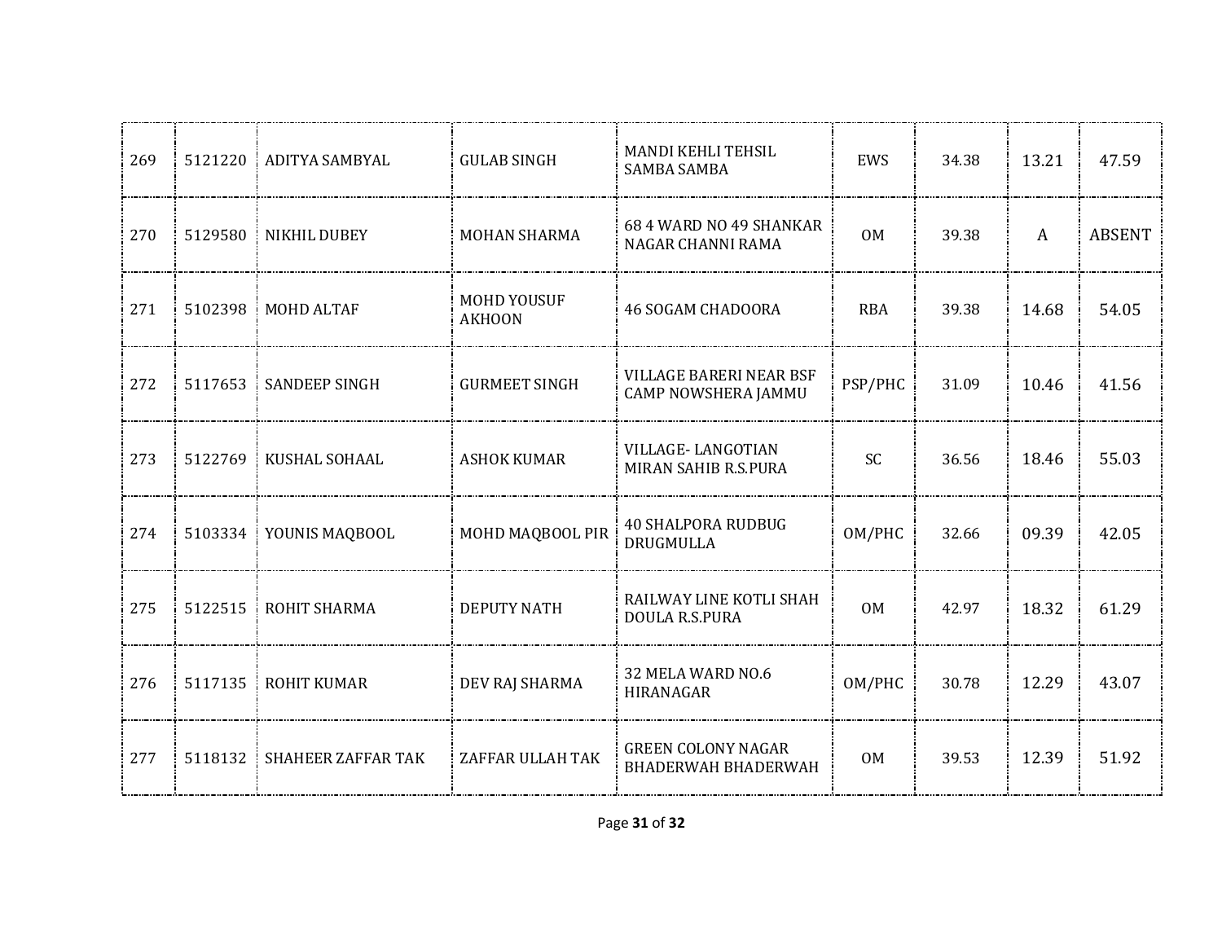| | | | | | | | | |
|---|---|---|---|---|---|---|---|---|
| 269 | 5121220 | ADITYA SAMBYAL | GULAB SINGH | MANDI KEHLI TEHSIL SAMBA SAMBA | EWS | 34.38 | 13.21 | 47.59 |
| 270 | 5129580 | NIKHIL DUBEY | MOHAN SHARMA | 68 4 WARD NO 49 SHANKAR NAGAR CHANNI RAMA | OM | 39.38 | A | ABSENT |
| 271 | 5102398 | MOHD ALTAF | MOHD YOUSUF AKHOON | 46 SOGAM CHADOORA | RBA | 39.38 | 14.68 | 54.05 |
| 272 | 5117653 | SANDEEP SINGH | GURMEET SINGH | VILLAGE BARERI NEAR BSF CAMP NOWSHERA JAMMU | PSP/PHC | 31.09 | 10.46 | 41.56 |
| 273 | 5122769 | KUSHAL SOHAAL | ASHOK KUMAR | VILLAGE- LANGOTIAN MIRAN SAHIB R.S.PURA | SC | 36.56 | 18.46 | 55.03 |
| 274 | 5103334 | YOUNIS MAQBOOL | MOHD MAQBOOL PIR | 40 SHALPORA RUDBUG DRUGMULLA | OM/PHC | 32.66 | 09.39 | 42.05 |
| 275 | 5122515 | ROHIT SHARMA | DEPUTY NATH | RAILWAY LINE KOTLI SHAH DOULA R.S.PURA | OM | 42.97 | 18.32 | 61.29 |
| 276 | 5117135 | ROHIT KUMAR | DEV RAJ SHARMA | 32 MELA WARD NO.6 HIRANAGAR | OM/PHC | 30.78 | 12.29 | 43.07 |
| 277 | 5118132 | SHAHEER ZAFFAR TAK | ZAFFAR ULLAH TAK | GREEN COLONY NAGAR BHADERWAH BHADERWAH | OM | 39.53 | 12.39 | 51.92 |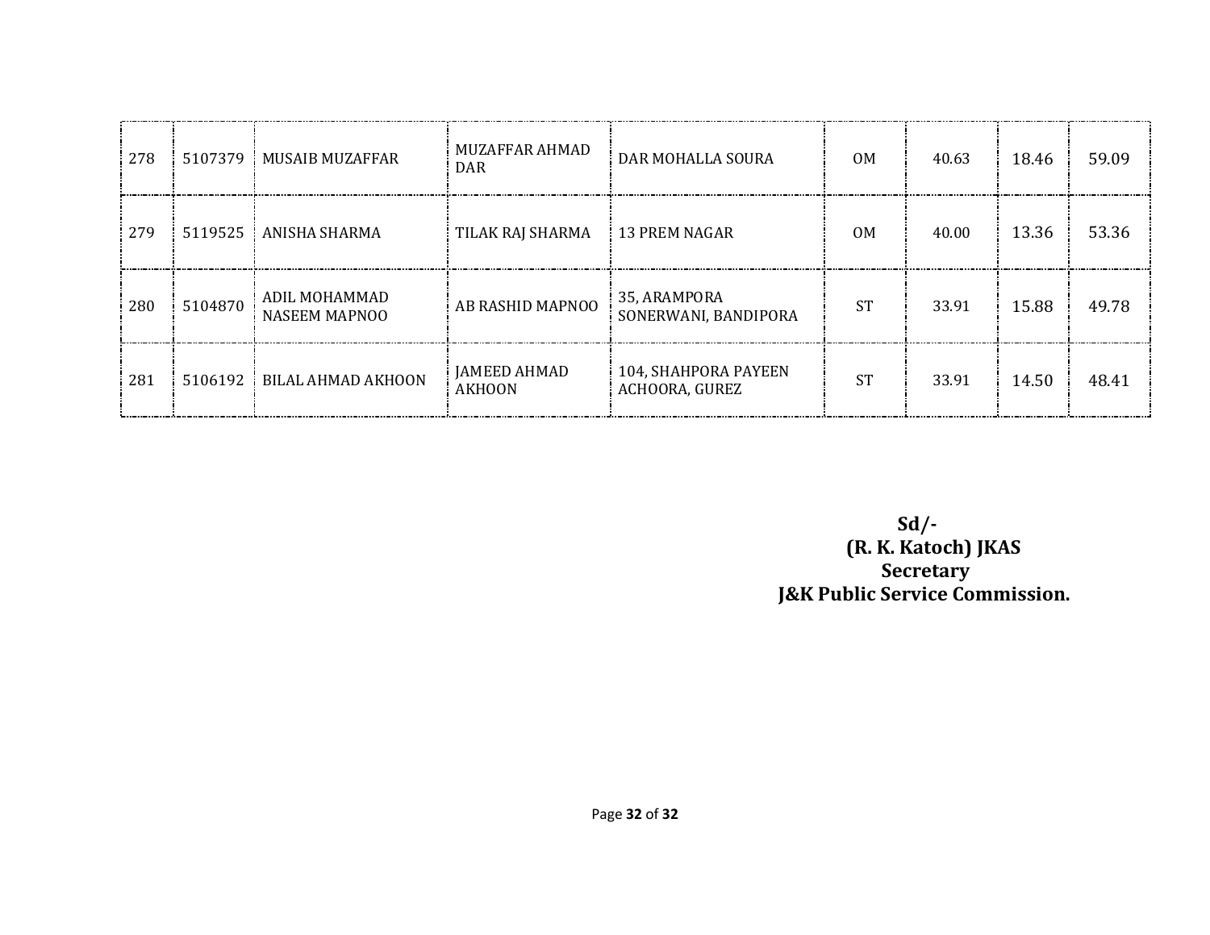| | | | | | | | | |
|---|---|---|---|---|---|---|---|---|
| 278 | 5107379 | MUSAIB MUZAFFAR | MUZAFFAR AHMAD DAR | DAR MOHALLA SOURA | OM | 40.63 | 18.46 | 59.09 |
| 279 | 5119525 | ANISHA SHARMA | TILAK RAJ SHARMA | 13 PREM NAGAR | OM | 40.00 | 13.36 | 53.36 |
| 280 | 5104870 | ADIL MOHAMMAD NASEEM MAPNOO | AB RASHID MAPNOO | 35, ARAMPORA SONERWANI, BANDIPORA | ST | 33.91 | 15.88 | 49.78 |
| 281 | 5106192 | BILAL AHMAD AKHOON | JAMEED AHMAD AKHOON | 104, SHAHPORA PAYEEN ACHOORA, GUREZ | ST | 33.91 | 14.50 | 48.41 |

**Sd/-**
**(R. K. Katoch) JKAS**
**Secretary**
**J&K Public Service Commission.**